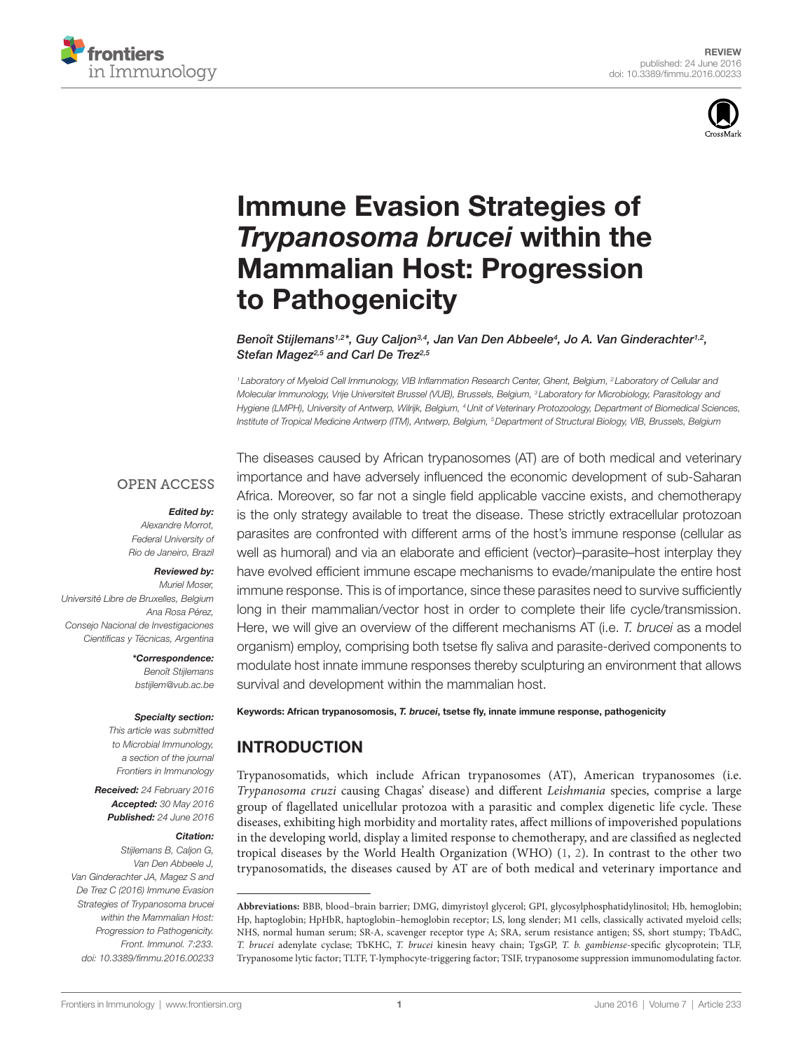REVIEW
published: 24 June 2016
doi: 10.3389/fimmu.2016.00233

# Immune Evasion Strategies of *Trypanosoma brucei* within the Mammalian Host: Progression to Pathogenicity

*Benoît Stijlemans[1,2]\*, Guy Caljon[3,4], Jan Van Den Abbeele[4], Jo A. Van Ginderachter[1,2], Stefan Magez[2,5] and Carl De Trez[2,5]*

[1] Laboratory of Myeloid Cell Immunology, VIB Inflammation Research Center, Ghent, Belgium, [2] Laboratory of Cellular and Molecular Immunology, Vrije Universiteit Brussel (VUB), Brussels, Belgium, [3] Laboratory for Microbiology, Parasitology and Hygiene (LMPH), University of Antwerp, Wilrijk, Belgium, [4] Unit of Veterinary Protozoology, Department of Biomedical Sciences, Institute of Tropical Medicine Antwerp (ITM), Antwerp, Belgium, [5] Department of Structural Biology, VIB, Brussels, Belgium

OPEN ACCESS

***Edited by:***
Alexandre Morrot,
Federal University of
Rio de Janeiro, Brazil

***Reviewed by:***
Muriel Moser,
Université Libre de Bruxelles, Belgium
Ana Rosa Pérez,
Consejo Nacional de Investigaciones
Científicas y Técnicas, Argentina

***\*Correspondence:***
Benoît Stijlemans
bstijlem@vub.ac.be

***Specialty section:***
This article was submitted
to Microbial Immunology,
a section of the journal
Frontiers in Immunology

***Received:*** 24 February 2016
***Accepted:*** 30 May 2016
***Published:*** 24 June 2016

***Citation:***
Stijlemans B, Caljon G,
Van Den Abbeele J,
Van Ginderachter JA, Magez S and
De Trez C (2016) Immune Evasion
Strategies of Trypanosoma brucei
within the Mammalian Host:
Progression to Pathogenicity.
Front. Immunol. 7:233.
doi: 10.3389/fimmu.2016.00233

The diseases caused by African trypanosomes (AT) are of both medical and veterinary importance and have adversely influenced the economic development of sub-Saharan Africa. Moreover, so far not a single field applicable vaccine exists, and chemotherapy is the only strategy available to treat the disease. These strictly extracellular protozoan parasites are confronted with different arms of the host's immune response (cellular as well as humoral) and via an elaborate and efficient (vector)–parasite–host interplay they have evolved efficient immune escape mechanisms to evade/manipulate the entire host immune response. This is of importance, since these parasites need to survive sufficiently long in their mammalian/vector host in order to complete their life cycle/transmission. Here, we will give an overview of the different mechanisms AT (i.e. *T. brucei* as a model organism) employ, comprising both tsetse fly saliva and parasite-derived components to modulate host innate immune responses thereby sculpturing an environment that allows survival and development within the mammalian host.

**Keywords: African trypanosomosis, *T. brucei*, tsetse fly, innate immune response, pathogenicity**

## INTRODUCTION

Trypanosomatids, which include African trypanosomes (AT), American trypanosomes (i.e. *Trypanosoma cruzi* causing Chagas' disease) and different *Leishmania* species, comprise a large group of flagellated unicellular protozoa with a parasitic and complex digenetic life cycle. These diseases, exhibiting high morbidity and mortality rates, affect millions of impoverished populations in the developing world, display a limited response to chemotherapy, and are classified as neglected tropical diseases by the World Health Organization (WHO) (1, 2). In contrast to the other two trypanosomatids, the diseases caused by AT are of both medical and veterinary importance and

**Abbreviations:** BBB, blood–brain barrier; DMG, dimyristoyl glycerol; GPI, glycosylphosphatidylinositol; Hb, hemoglobin; Hp, haptoglobin; HpHbR, haptoglobin–hemoglobin receptor; LS, long slender; M1 cells, classically activated myeloid cells; NHS, normal human serum; SR-A, scavenger receptor type A; SRA, serum resistance antigen; SS, short stumpy; TbAdC, *T. brucei* adenylate cyclase; TbKHC, *T. brucei* kinesin heavy chain; TgsGP, *T. b. gambiense*-specific glycoprotein; TLF, Trypanosome lytic factor; TLTF, T-lymphocyte-triggering factor; TSIF, trypanosome suppression immunomodulating factor.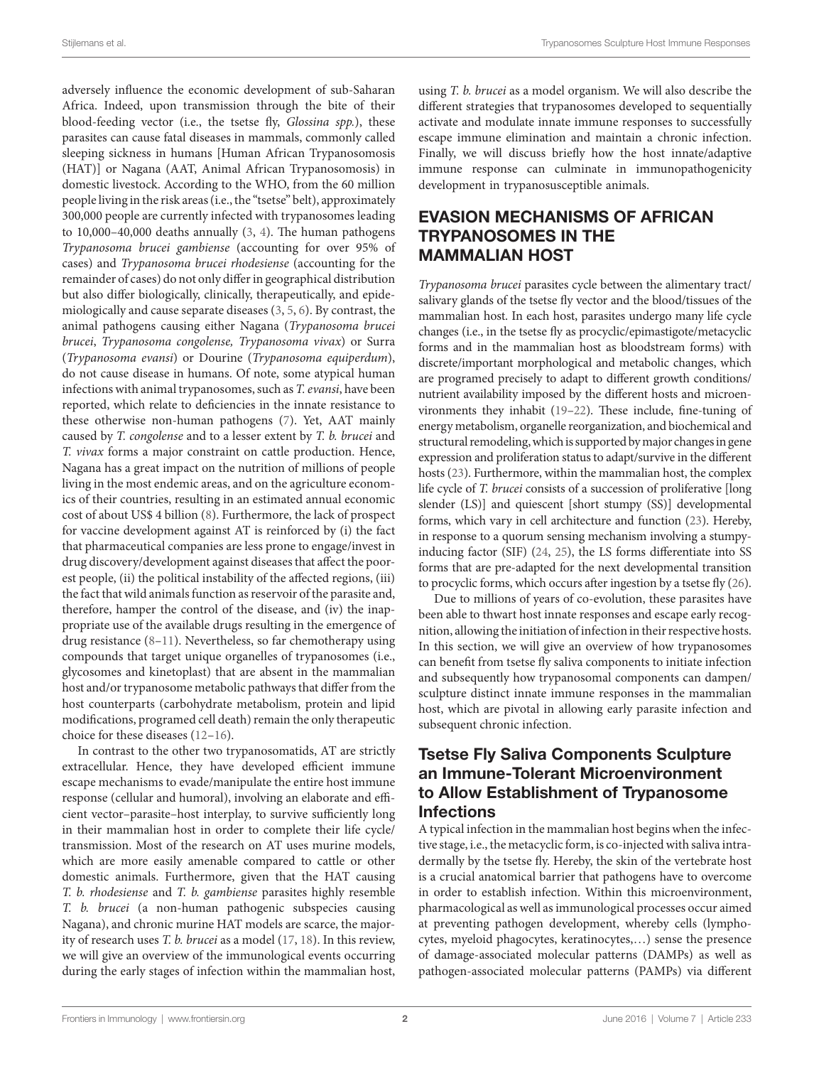adversely influence the economic development of sub-Saharan Africa. Indeed, upon transmission through the bite of their blood-feeding vector (i.e., the tsetse fly, *Glossina spp.*), these parasites can cause fatal diseases in mammals, commonly called sleeping sickness in humans [Human African Trypanosomosis (HAT)] or Nagana (AAT, Animal African Trypanosomosis) in domestic livestock. According to the WHO, from the 60 million people living in the risk areas (i.e., the "tsetse" belt), approximately 300,000 people are currently infected with trypanosomes leading to 10,000–40,000 deaths annually (3, 4). The human pathogens *Trypanosoma brucei gambiense* (accounting for over 95% of cases) and *Trypanosoma brucei rhodesiense* (accounting for the remainder of cases) do not only differ in geographical distribution but also differ biologically, clinically, therapeutically, and epidemiologically and cause separate diseases (3, 5, 6). By contrast, the animal pathogens causing either Nagana (*Trypanosoma brucei brucei*, *Trypanosoma congolense, Trypanosoma vivax*) or Surra (*Trypanosoma evansi*) or Dourine (*Trypanosoma equiperdum*), do not cause disease in humans. Of note, some atypical human infections with animal trypanosomes, such as *T. evansi*, have been reported, which relate to deficiencies in the innate resistance to these otherwise non-human pathogens (7). Yet, AAT mainly caused by *T. congolense* and to a lesser extent by *T. b. brucei* and *T. vivax* forms a major constraint on cattle production. Hence, Nagana has a great impact on the nutrition of millions of people living in the most endemic areas, and on the agriculture economics of their countries, resulting in an estimated annual economic cost of about US$ 4 billion (8). Furthermore, the lack of prospect for vaccine development against AT is reinforced by (i) the fact that pharmaceutical companies are less prone to engage/invest in drug discovery/development against diseases that affect the poorest people, (ii) the political instability of the affected regions, (iii) the fact that wild animals function as reservoir of the parasite and, therefore, hamper the control of the disease, and (iv) the inappropriate use of the available drugs resulting in the emergence of drug resistance (8–11). Nevertheless, so far chemotherapy using compounds that target unique organelles of trypanosomes (i.e., glycosomes and kinetoplast) that are absent in the mammalian host and/or trypanosome metabolic pathways that differ from the host counterparts (carbohydrate metabolism, protein and lipid modifications, programed cell death) remain the only therapeutic choice for these diseases (12–16).

In contrast to the other two trypanosomatids, AT are strictly extracellular. Hence, they have developed efficient immune escape mechanisms to evade/manipulate the entire host immune response (cellular and humoral), involving an elaborate and efficient vector–parasite–host interplay, to survive sufficiently long in their mammalian host in order to complete their life cycle/transmission. Most of the research on AT uses murine models, which are more easily amenable compared to cattle or other domestic animals. Furthermore, given that the HAT causing *T. b. rhodesiense* and *T. b. gambiense* parasites highly resemble *T. b. brucei* (a non-human pathogenic subspecies causing Nagana), and chronic murine HAT models are scarce, the majority of research uses *T. b. brucei* as a model (17, 18). In this review, we will give an overview of the immunological events occurring during the early stages of infection within the mammalian host, using *T. b. brucei* as a model organism. We will also describe the different strategies that trypanosomes developed to sequentially activate and modulate innate immune responses to successfully escape immune elimination and maintain a chronic infection. Finally, we will discuss briefly how the host innate/adaptive immune response can culminate in immunopathogenicity development in trypanosusceptible animals.

## EVASION MECHANISMS OF AFRICAN TRYPANOSOMES IN THE MAMMALIAN HOST

*Trypanosoma brucei* parasites cycle between the alimentary tract/salivary glands of the tsetse fly vector and the blood/tissues of the mammalian host. In each host, parasites undergo many life cycle changes (i.e., in the tsetse fly as procyclic/epimastigote/metacyclic forms and in the mammalian host as bloodstream forms) with discrete/important morphological and metabolic changes, which are programed precisely to adapt to different growth conditions/nutrient availability imposed by the different hosts and microenvironments they inhabit (19–22). These include, fine-tuning of energy metabolism, organelle reorganization, and biochemical and structural remodeling, which is supported by major changes in gene expression and proliferation status to adapt/survive in the different hosts (23). Furthermore, within the mammalian host, the complex life cycle of *T. brucei* consists of a succession of proliferative [long slender (LS)] and quiescent [short stumpy (SS)] developmental forms, which vary in cell architecture and function (23). Hereby, in response to a quorum sensing mechanism involving a stumpy-inducing factor (SIF) (24, 25), the LS forms differentiate into SS forms that are pre-adapted for the next developmental transition to procyclic forms, which occurs after ingestion by a tsetse fly (26).

Due to millions of years of co-evolution, these parasites have been able to thwart host innate responses and escape early recognition, allowing the initiation of infection in their respective hosts. In this section, we will give an overview of how trypanosomes can benefit from tsetse fly saliva components to initiate infection and subsequently how trypanosomal components can dampen/sculpture distinct innate immune responses in the mammalian host, which are pivotal in allowing early parasite infection and subsequent chronic infection.

### Tsetse Fly Saliva Components Sculpture an Immune-Tolerant Microenvironment to Allow Establishment of Trypanosome Infections

A typical infection in the mammalian host begins when the infective stage, i.e., the metacyclic form, is co-injected with saliva intradermally by the tsetse fly. Hereby, the skin of the vertebrate host is a crucial anatomical barrier that pathogens have to overcome in order to establish infection. Within this microenvironment, pharmacological as well as immunological processes occur aimed at preventing pathogen development, whereby cells (lymphocytes, myeloid phagocytes, keratinocytes,…) sense the presence of damage-associated molecular patterns (DAMPs) as well as pathogen-associated molecular patterns (PAMPs) via different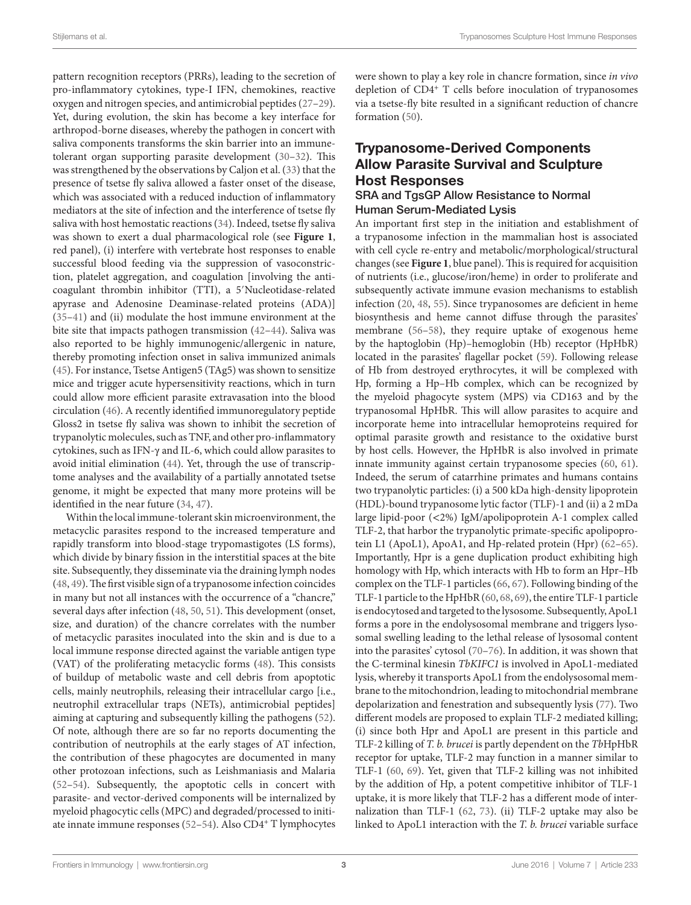pattern recognition receptors (PRRs), leading to the secretion of pro-inflammatory cytokines, type-I IFN, chemokines, reactive oxygen and nitrogen species, and antimicrobial peptides (27–29). Yet, during evolution, the skin has become a key interface for arthropod-borne diseases, whereby the pathogen in concert with saliva components transforms the skin barrier into an immune-tolerant organ supporting parasite development (30–32). This was strengthened by the observations by Caljon et al. (33) that the presence of tsetse fly saliva allowed a faster onset of the disease, which was associated with a reduced induction of inflammatory mediators at the site of infection and the interference of tsetse fly saliva with host hemostatic reactions (34). Indeed, tsetse fly saliva was shown to exert a dual pharmacological role (see **Figure 1**, red panel), (i) interfere with vertebrate host responses to enable successful blood feeding via the suppression of vasoconstriction, platelet aggregation, and coagulation [involving the anticoagulant thrombin inhibitor (TTI), a 5′Nucleotidase-related apyrase and Adenosine Deaminase-related proteins (ADA)] (35–41) and (ii) modulate the host immune environment at the bite site that impacts pathogen transmission (42–44). Saliva was also reported to be highly immunogenic/allergenic in nature, thereby promoting infection onset in saliva immunized animals (45). For instance, Tsetse Antigen5 (TAg5) was shown to sensitize mice and trigger acute hypersensitivity reactions, which in turn could allow more efficient parasite extravasation into the blood circulation (46). A recently identified immunoregulatory peptide Gloss2 in tsetse fly saliva was shown to inhibit the secretion of trypanolytic molecules, such as TNF, and other pro-inflammatory cytokines, such as IFN-γ and IL-6, which could allow parasites to avoid initial elimination (44). Yet, through the use of transcriptome analyses and the availability of a partially annotated tsetse genome, it might be expected that many more proteins will be identified in the near future (34, 47).

Within the local immune-tolerant skin microenvironment, the metacyclic parasites respond to the increased temperature and rapidly transform into blood-stage trypomastigotes (LS forms), which divide by binary fission in the interstitial spaces at the bite site. Subsequently, they disseminate via the draining lymph nodes (48, 49). The first visible sign of a trypanosome infection coincides in many but not all instances with the occurrence of a "chancre," several days after infection (48, 50, 51). This development (onset, size, and duration) of the chancre correlates with the number of metacyclic parasites inoculated into the skin and is due to a local immune response directed against the variable antigen type (VAT) of the proliferating metacyclic forms (48). This consists of buildup of metabolic waste and cell debris from apoptotic cells, mainly neutrophils, releasing their intracellular cargo [i.e., neutrophil extracellular traps (NETs), antimicrobial peptides] aiming at capturing and subsequently killing the pathogens (52). Of note, although there are so far no reports documenting the contribution of neutrophils at the early stages of AT infection, the contribution of these phagocytes are documented in many other protozoan infections, such as Leishmaniasis and Malaria (52–54). Subsequently, the apoptotic cells in concert with parasite- and vector-derived components will be internalized by myeloid phagocytic cells (MPC) and degraded/processed to initiate innate immune responses (52–54). Also $CD4^+$ T lymphocytes were shown to play a key role in chancre formation, since *in vivo* depletion of $CD4^+$ T cells before inoculation of trypanosomes via a tsetse-fly bite resulted in a significant reduction of chancre formation (50).

## Trypanosome-Derived Components Allow Parasite Survival and Sculpture Host Responses

### SRA and TgsGP Allow Resistance to Normal Human Serum-Mediated Lysis

An important first step in the initiation and establishment of a trypanosome infection in the mammalian host is associated with cell cycle re-entry and metabolic/morphological/structural changes (see **Figure 1**, blue panel). This is required for acquisition of nutrients (i.e., glucose/iron/heme) in order to proliferate and subsequently activate immune evasion mechanisms to establish infection (20, 48, 55). Since trypanosomes are deficient in heme biosynthesis and heme cannot diffuse through the parasites' membrane (56–58), they require uptake of exogenous heme by the haptoglobin (Hp)–hemoglobin (Hb) receptor (HpHbR) located in the parasites' flagellar pocket (59). Following release of Hb from destroyed erythrocytes, it will be complexed with Hp, forming a Hp–Hb complex, which can be recognized by the myeloid phagocyte system (MPS) via CD163 and by the trypanosomal HpHbR. This will allow parasites to acquire and incorporate heme into intracellular hemoproteins required for optimal parasite growth and resistance to the oxidative burst by host cells. However, the HpHbR is also involved in primate innate immunity against certain trypanosome species (60, 61). Indeed, the serum of catarrhine primates and humans contains two trypanolytic particles: (i) a 500 kDa high-density lipoprotein (HDL)-bound trypanosome lytic factor (TLF)-1 and (ii) a 2 mDa large lipid-poor (<2%) IgM/apolipoprotein A-1 complex called TLF-2, that harbor the trypanolytic primate-specific apolipoprotein L1 (ApoL1), ApoA1, and Hp-related protein (Hpr) (62–65). Importantly, Hpr is a gene duplication product exhibiting high homology with Hp, which interacts with Hb to form an Hpr–Hb complex on the TLF-1 particles (66, 67). Following binding of the TLF-1 particle to the HpHbR (60, 68, 69), the entire TLF-1 particle is endocytosed and targeted to the lysosome. Subsequently, ApoL1 forms a pore in the endolysosomal membrane and triggers lysosomal swelling leading to the lethal release of lysosomal content into the parasites' cytosol (70–76). In addition, it was shown that the C-terminal kinesin *TbKIFC1* is involved in ApoL1-mediated lysis, whereby it transports ApoL1 from the endolysosomal membrane to the mitochondrion, leading to mitochondrial membrane depolarization and fenestration and subsequently lysis (77). Two different models are proposed to explain TLF-2 mediated killing; (i) since both Hpr and ApoL1 are present in this particle and TLF-2 killing of *T. b. brucei* is partly dependent on the *Tb*HpHbR receptor for uptake, TLF-2 may function in a manner similar to TLF-1 (60, 69). Yet, given that TLF-2 killing was not inhibited by the addition of Hp, a potent competitive inhibitor of TLF-1 uptake, it is more likely that TLF-2 has a different mode of internalization than TLF-1 (62, 73). (ii) TLF-2 uptake may also be linked to ApoL1 interaction with the *T. b. brucei* variable surface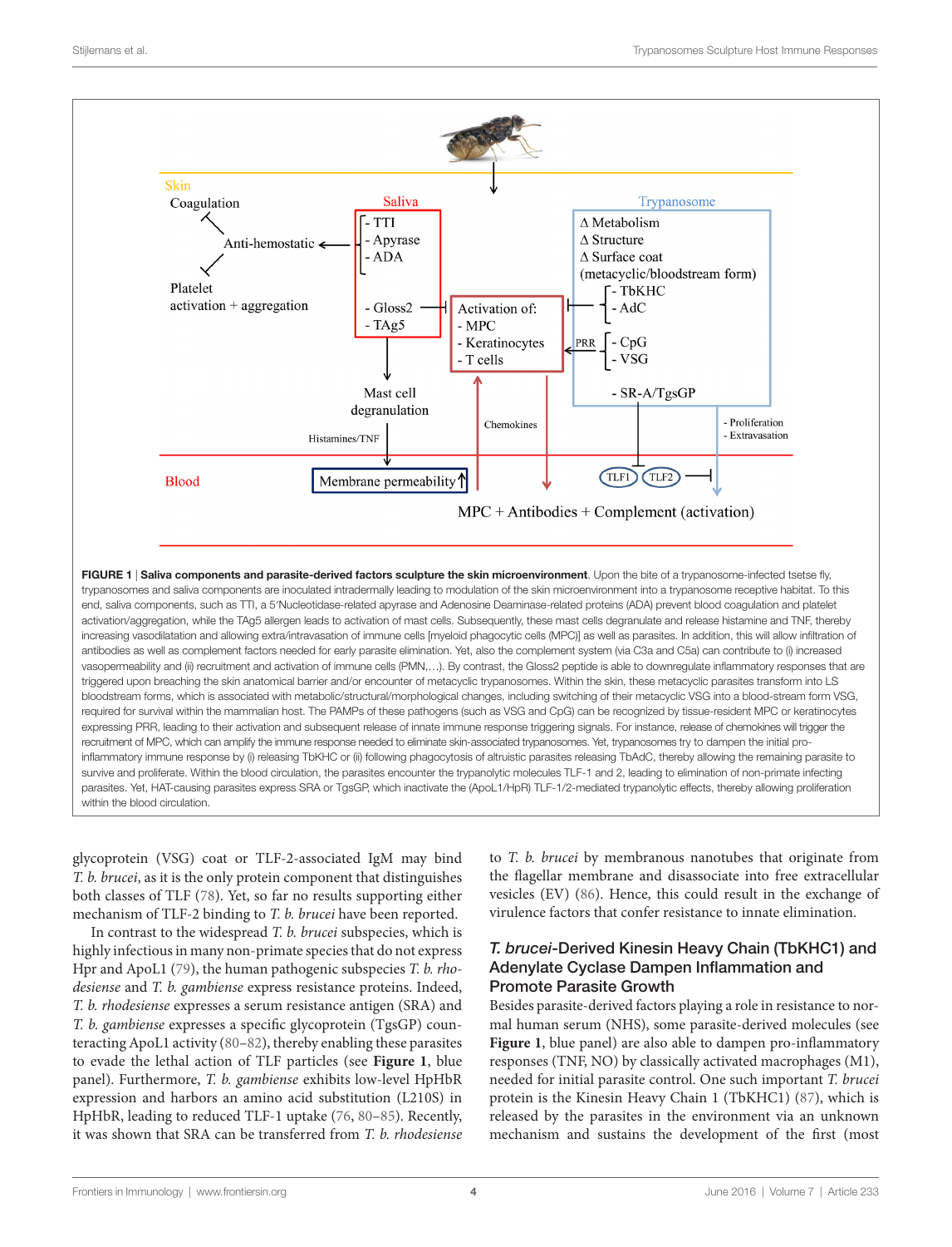**FIGURE 1 | Saliva components and parasite-derived factors sculpture the skin microenvironment**. Upon the bite of a trypanosome-infected tsetse fly, trypanosomes and saliva components are inoculated intradermally leading to modulation of the skin microenvironment into a trypanosome receptive habitat. To this end, saliva components, such as TTI, a 5′Nucleotidase-related apyrase and Adenosine Deaminase-related proteins (ADA) prevent blood coagulation and platelet activation/aggregation, while the TAg5 allergen leads to activation of mast cells. Subsequently, these mast cells degranulate and release histamine and TNF, thereby increasing vasodilatation and allowing extra/intravasation of immune cells [myeloid phagocytic cells (MPC)] as well as parasites. In addition, this will allow infiltration of antibodies as well as complement factors needed for early parasite elimination. Yet, also the complement system (via C3a and C5a) can contribute to (i) increased vasopermeability and (ii) recruitment and activation of immune cells (PMN,…). By contrast, the Gloss2 peptide is able to downregulate inflammatory responses that are triggered upon breaching the skin anatomical barrier and/or encounter of metacyclic trypanosomes. Within the skin, these metacyclic parasites transform into LS bloodstream forms, which is associated with metabolic/structural/morphological changes, including switching of their metacyclic VSG into a blood-stream form VSG, required for survival within the mammalian host. The PAMPs of these pathogens (such as VSG and CpG) can be recognized by tissue-resident MPC or keratinocytes expressing PRR, leading to their activation and subsequent release of innate immune response triggering signals. For instance, release of chemokines will trigger the recruitment of MPC, which can amplify the immune response needed to eliminate skin-associated trypanosomes. Yet, trypanosomes try to dampen the initial pro-inflammatory immune response by (i) releasing TbKHC or (ii) following phagocytosis of altruistic parasites releasing TbAdC, thereby allowing the remaining parasite to survive and proliferate. Within the blood circulation, the parasites encounter the trypanolytic molecules TLF-1 and 2, leading to elimination of non-primate infecting parasites. Yet, HAT-causing parasites express SRA or TgsGP, which inactivate the (ApoL1/HpR) TLF-1/2-mediated trypanolytic effects, thereby allowing proliferation within the blood circulation.

glycoprotein (VSG) coat or TLF-2-associated IgM may bind *T. b. brucei*, as it is the only protein component that distinguishes both classes of TLF (78). Yet, so far no results supporting either mechanism of TLF-2 binding to *T. b. brucei* have been reported.

In contrast to the widespread *T. b. brucei* subspecies, which is highly infectious in many non-primate species that do not express Hpr and ApoL1 (79), the human pathogenic subspecies *T. b. rhodesiense* and *T. b. gambiense* express resistance proteins. Indeed, *T. b. rhodesiense* expresses a serum resistance antigen (SRA) and *T. b. gambiense* expresses a specific glycoprotein (TgsGP) counteracting ApoL1 activity (80–82), thereby enabling these parasites to evade the lethal action of TLF particles (see **Figure 1**, blue panel). Furthermore, *T. b. gambiense* exhibits low-level HpHbR expression and harbors an amino acid substitution (L210S) in HpHbR, leading to reduced TLF-1 uptake (76, 80–85). Recently, it was shown that SRA can be transferred from *T. b. rhodesiense* to *T. b. brucei* by membranous nanotubes that originate from the flagellar membrane and disassociate into free extracellular vesicles (EV) (86). Hence, this could result in the exchange of virulence factors that confer resistance to innate elimination.

## *T. brucei*-Derived Kinesin Heavy Chain (TbKHC1) and Adenylate Cyclase Dampen Inflammation and Promote Parasite Growth

Besides parasite-derived factors playing a role in resistance to normal human serum (NHS), some parasite-derived molecules (see **Figure 1**, blue panel) are also able to dampen pro-inflammatory responses (TNF, NO) by classically activated macrophages (M1), needed for initial parasite control. One such important *T. brucei* protein is the Kinesin Heavy Chain 1 (TbKHC1) (87), which is released by the parasites in the environment via an unknown mechanism and sustains the development of the first (most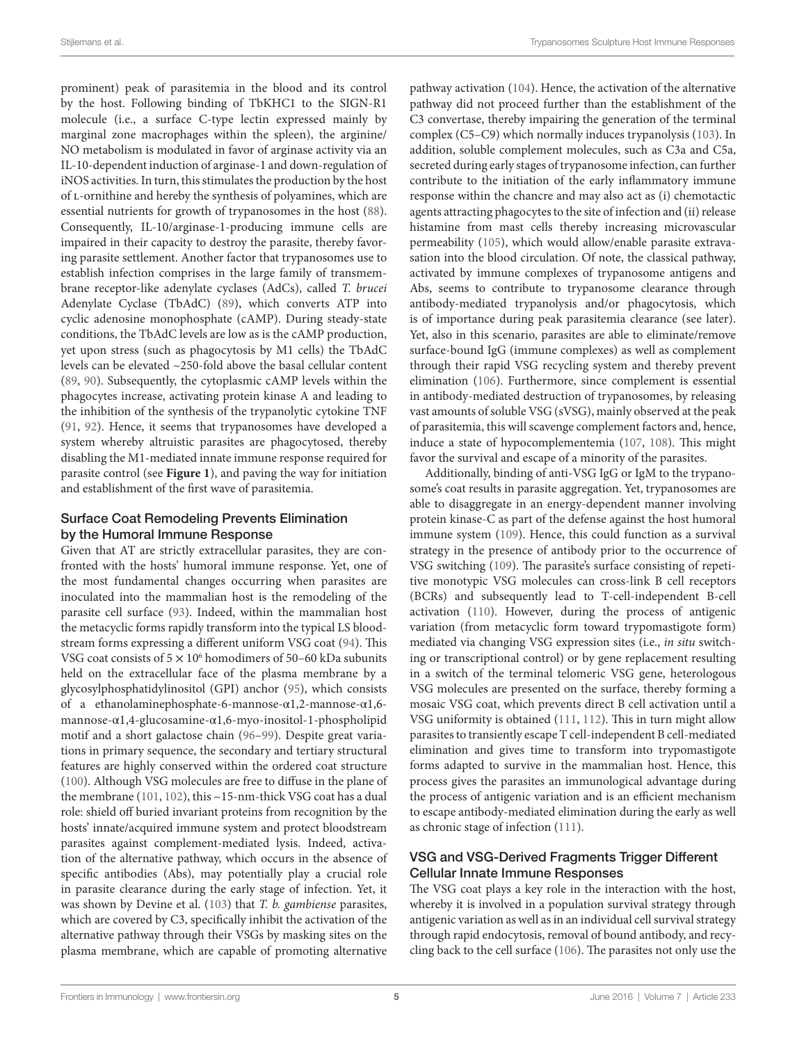prominent) peak of parasitemia in the blood and its control by the host. Following binding of TbKHC1 to the SIGN-R1 molecule (i.e., a surface C-type lectin expressed mainly by marginal zone macrophages within the spleen), the arginine/NO metabolism is modulated in favor of arginase activity via an IL-10-dependent induction of arginase-1 and down-regulation of iNOS activities. In turn, this stimulates the production by the host of L-ornithine and hereby the synthesis of polyamines, which are essential nutrients for growth of trypanosomes in the host (88). Consequently, IL-10/arginase-1-producing immune cells are impaired in their capacity to destroy the parasite, thereby favoring parasite settlement. Another factor that trypanosomes use to establish infection comprises in the large family of transmembrane receptor-like adenylate cyclases (AdCs), called *T. brucei* Adenylate Cyclase (TbAdC) (89), which converts ATP into cyclic adenosine monophosphate (cAMP). During steady-state conditions, the TbAdC levels are low as is the cAMP production, yet upon stress (such as phagocytosis by M1 cells) the TbAdC levels can be elevated ~250-fold above the basal cellular content (89, 90). Subsequently, the cytoplasmic cAMP levels within the phagocytes increase, activating protein kinase A and leading to the inhibition of the synthesis of the trypanolytic cytokine TNF (91, 92). Hence, it seems that trypanosomes have developed a system whereby altruistic parasites are phagocytosed, thereby disabling the M1-mediated innate immune response required for parasite control (see **Figure 1**), and paving the way for initiation and establishment of the first wave of parasitemia.

## Surface Coat Remodeling Prevents Elimination by the Humoral Immune Response

Given that AT are strictly extracellular parasites, they are confronted with the hosts' humoral immune response. Yet, one of the most fundamental changes occurring when parasites are inoculated into the mammalian host is the remodeling of the parasite cell surface (93). Indeed, within the mammalian host the metacyclic forms rapidly transform into the typical LS bloodstream forms expressing a different uniform VSG coat (94). This VSG coat consists of $5 \times 10^6$ homodimers of 50–60 kDa subunits held on the extracellular face of the plasma membrane by a glycosylphosphatidylinositol (GPI) anchor (95), which consists of a ethanolaminephosphate-6-mannose-α1,2-mannose-α1,6-mannose-α1,4-glucosamine-α1,6-myo-inositol-1-phospholipid motif and a short galactose chain (96–99). Despite great variations in primary sequence, the secondary and tertiary structural features are highly conserved within the ordered coat structure (100). Although VSG molecules are free to diffuse in the plane of the membrane (101, 102), this ~15-nm-thick VSG coat has a dual role: shield off buried invariant proteins from recognition by the hosts' innate/acquired immune system and protect bloodstream parasites against complement-mediated lysis. Indeed, activation of the alternative pathway, which occurs in the absence of specific antibodies (Abs), may potentially play a crucial role in parasite clearance during the early stage of infection. Yet, it was shown by Devine et al. (103) that *T. b. gambiense* parasites, which are covered by C3, specifically inhibit the activation of the alternative pathway through their VSGs by masking sites on the plasma membrane, which are capable of promoting alternative pathway activation (104). Hence, the activation of the alternative pathway did not proceed further than the establishment of the C3 convertase, thereby impairing the generation of the terminal complex (C5–C9) which normally induces trypanolysis (103). In addition, soluble complement molecules, such as C3a and C5a, secreted during early stages of trypanosome infection, can further contribute to the initiation of the early inflammatory immune response within the chancre and may also act as (i) chemotactic agents attracting phagocytes to the site of infection and (ii) release histamine from mast cells thereby increasing microvascular permeability (105), which would allow/enable parasite extravasation into the blood circulation. Of note, the classical pathway, activated by immune complexes of trypanosome antigens and Abs, seems to contribute to trypanosome clearance through antibody-mediated trypanolysis and/or phagocytosis, which is of importance during peak parasitemia clearance (see later). Yet, also in this scenario, parasites are able to eliminate/remove surface-bound IgG (immune complexes) as well as complement through their rapid VSG recycling system and thereby prevent elimination (106). Furthermore, since complement is essential in antibody-mediated destruction of trypanosomes, by releasing vast amounts of soluble VSG (sVSG), mainly observed at the peak of parasitemia, this will scavenge complement factors and, hence, induce a state of hypocomplementemia (107, 108). This might favor the survival and escape of a minority of the parasites.

Additionally, binding of anti-VSG IgG or IgM to the trypanosome's coat results in parasite aggregation. Yet, trypanosomes are able to disaggregate in an energy-dependent manner involving protein kinase-C as part of the defense against the host humoral immune system (109). Hence, this could function as a survival strategy in the presence of antibody prior to the occurrence of VSG switching (109). The parasite's surface consisting of repetitive monotypic VSG molecules can cross-link B cell receptors (BCRs) and subsequently lead to T-cell-independent B-cell activation (110). However, during the process of antigenic variation (from metacyclic form toward trypomastigote form) mediated via changing VSG expression sites (i.e., *in situ* switching or transcriptional control) or by gene replacement resulting in a switch of the terminal telomeric VSG gene, heterologous VSG molecules are presented on the surface, thereby forming a mosaic VSG coat, which prevents direct B cell activation until a VSG uniformity is obtained (111, 112). This in turn might allow parasites to transiently escape T cell-independent B cell-mediated elimination and gives time to transform into trypomastigote forms adapted to survive in the mammalian host. Hence, this process gives the parasites an immunological advantage during the process of antigenic variation and is an efficient mechanism to escape antibody-mediated elimination during the early as well as chronic stage of infection (111).

## VSG and VSG-Derived Fragments Trigger Different Cellular Innate Immune Responses

The VSG coat plays a key role in the interaction with the host, whereby it is involved in a population survival strategy through antigenic variation as well as in an individual cell survival strategy through rapid endocytosis, removal of bound antibody, and recycling back to the cell surface (106). The parasites not only use the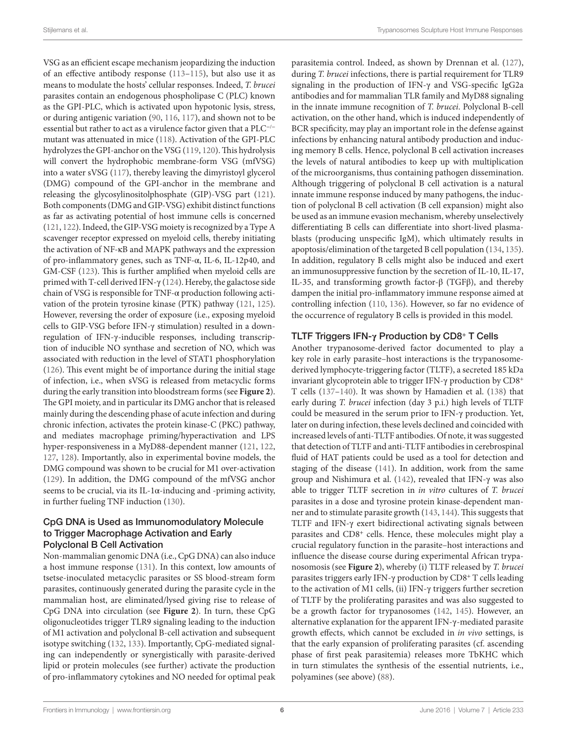VSG as an efficient escape mechanism jeopardizing the induction of an effective antibody response (113–115), but also use it as means to modulate the hosts' cellular responses. Indeed, *T. brucei* parasites contain an endogenous phospholipase C (PLC) known as the GPI-PLC, which is activated upon hypotonic lysis, stress, or during antigenic variation (90, 116, 117), and shown not to be essential but rather to act as a virulence factor given that a $PLC^{-/-}$ mutant was attenuated in mice (118). Activation of the GPI-PLC hydrolyzes the GPI-anchor on the VSG (119, 120). This hydrolysis will convert the hydrophobic membrane-form VSG (mfVSG) into a water sVSG (117), thereby leaving the dimyristoyl glycerol (DMG) compound of the GPI-anchor in the membrane and releasing the glycosylinositolphosphate (GIP)-VSG part (121). Both components (DMG and GIP-VSG) exhibit distinct functions as far as activating potential of host immune cells is concerned (121, 122). Indeed, the GIP-VSG moiety is recognized by a Type A scavenger receptor expressed on myeloid cells, thereby initiating the activation of NF-κB and MAPK pathways and the expression of pro-inflammatory genes, such as TNF-α, IL-6, IL-12p40, and GM-CSF (123). This is further amplified when myeloid cells are primed with T-cell derived IFN-γ (124). Hereby, the galactose side chain of VSG is responsible for TNF-α production following activation of the protein tyrosine kinase (PTK) pathway (121, 125). However, reversing the order of exposure (i.e., exposing myeloid cells to GIP-VSG before IFN-γ stimulation) resulted in a downregulation of IFN-γ-inducible responses, including transcription of inducible NO synthase and secretion of NO, which was associated with reduction in the level of STAT1 phosphorylation (126). This event might be of importance during the initial stage of infection, i.e., when sVSG is released from metacyclic forms during the early transition into bloodstream forms (see **Figure 2**). The GPI moiety, and in particular its DMG anchor that is released mainly during the descending phase of acute infection and during chronic infection, activates the protein kinase-C (PKC) pathway, and mediates macrophage priming/hyperactivation and LPS hyper-responsiveness in a MyD88-dependent manner (121, 122, 127, 128). Importantly, also in experimental bovine models, the DMG compound was shown to be crucial for M1 over-activation (129). In addition, the DMG compound of the mfVSG anchor seems to be crucial, via its IL-1α-inducing and -priming activity, in further fueling TNF induction (130).

### CpG DNA is Used as Immunomodulatory Molecule to Trigger Macrophage Activation and Early Polyclonal B Cell Activation

Non-mammalian genomic DNA (i.e., CpG DNA) can also induce a host immune response (131). In this context, low amounts of tsetse-inoculated metacyclic parasites or SS blood-stream form parasites, continuously generated during the parasite cycle in the mammalian host, are eliminated/lysed giving rise to release of CpG DNA into circulation (see **Figure 2**). In turn, these CpG oligonucleotides trigger TLR9 signaling leading to the induction of M1 activation and polyclonal B-cell activation and subsequent isotype switching (132, 133). Importantly, CpG-mediated signaling can independently or synergistically with parasite-derived lipid or protein molecules (see further) activate the production of pro-inflammatory cytokines and NO needed for optimal peak parasitemia control. Indeed, as shown by Drennan et al. (127), during *T. brucei* infections, there is partial requirement for TLR9 signaling in the production of IFN-γ and VSG-specific IgG2a antibodies and for mammalian TLR family and MyD88 signaling in the innate immune recognition of *T. brucei*. Polyclonal B-cell activation, on the other hand, which is induced independently of BCR specificity, may play an important role in the defense against infections by enhancing natural antibody production and inducing memory B cells. Hence, polyclonal B cell activation increases the levels of natural antibodies to keep up with multiplication of the microorganisms, thus containing pathogen dissemination. Although triggering of polyclonal B cell activation is a natural innate immune response induced by many pathogens, the induction of polyclonal B cell activation (B cell expansion) might also be used as an immune evasion mechanism, whereby unselectively differentiating B cells can differentiate into short-lived plasmablasts (producing unspecific IgM), which ultimately results in apoptosis/elimination of the targeted B cell population (134, 135). In addition, regulatory B cells might also be induced and exert an immunosuppressive function by the secretion of IL-10, IL-17, IL-35, and transforming growth factor-β (TGFβ), and thereby dampen the initial pro-inflammatory immune response aimed at controlling infection (110, 136). However, so far no evidence of the occurrence of regulatory B cells is provided in this model.

### TLTF Triggers IFN-γ Production by CD8+ T Cells

Another trypanosome-derived factor documented to play a key role in early parasite–host interactions is the trypanosome-derived lymphocyte-triggering factor (TLTF), a secreted 185 kDa invariant glycoprotein able to trigger IFN-γ production by $CD8^{+}$ T cells (137–140). It was shown by Hamadien et al. (138) that early during *T. brucei* infection (day 3 p.i.) high levels of TLTF could be measured in the serum prior to IFN-γ production. Yet, later on during infection, these levels declined and coincided with increased levels of anti-TLTF antibodies. Of note, it was suggested that detection of TLTF and anti-TLTF antibodies in cerebrospinal fluid of HAT patients could be used as a tool for detection and staging of the disease (141). In addition, work from the same group and Nishimura et al. (142), revealed that IFN-γ was also able to trigger TLTF secretion in *in vitro* cultures of *T. brucei* parasites in a dose and tyrosine protein kinase-dependent manner and to stimulate parasite growth (143, 144). This suggests that TLTF and IFN-γ exert bidirectional activating signals between parasites and $CD8^{+}$ cells. Hence, these molecules might play a crucial regulatory function in the parasite–host interactions and influence the disease course during experimental African trypanosomosis (see **Figure 2**), whereby (i) TLTF released by *T. brucei* parasites triggers early IFN-γ production by $CD8^{+}$ T cells leading to the activation of M1 cells, (ii) IFN-γ triggers further secretion of TLTF by the proliferating parasites and was also suggested to be a growth factor for trypanosomes (142, 145). However, an alternative explanation for the apparent IFN-γ-mediated parasite growth effects, which cannot be excluded in *in vivo* settings, is that the early expansion of proliferating parasites (cf. ascending phase of first peak parasitemia) releases more TbKHC which in turn stimulates the synthesis of the essential nutrients, i.e., polyamines (see above) (88).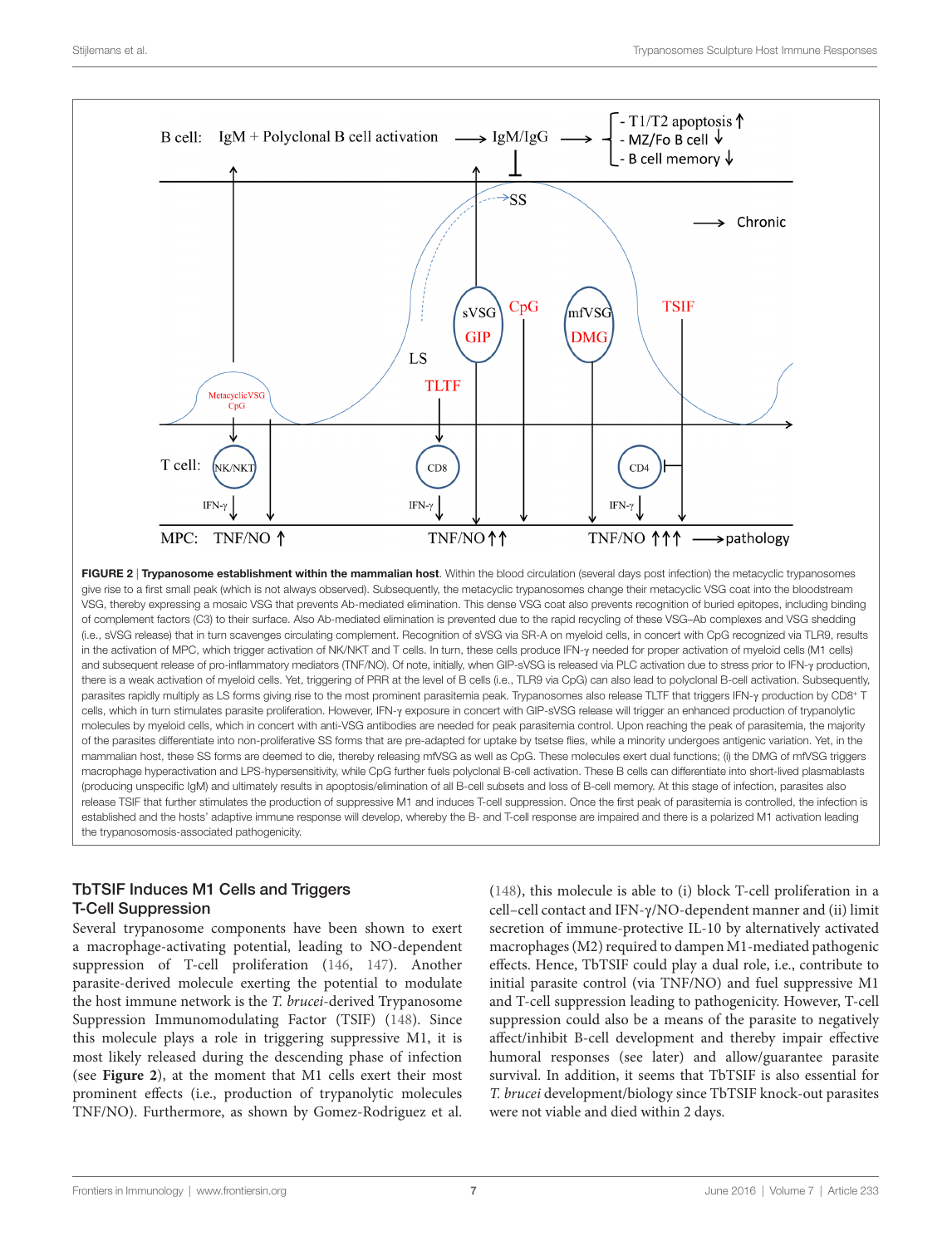**FIGURE 2 | Trypanosome establishment within the mammalian host.** Within the blood circulation (several days post infection) the metacyclic trypanosomes give rise to a first small peak (which is not always observed). Subsequently, the metacyclic trypanosomes change their metacyclic VSG coat into the bloodstream VSG, thereby expressing a mosaic VSG that prevents Ab-mediated elimination. This dense VSG coat also prevents recognition of buried epitopes, including binding of complement factors (C3) to their surface. Also Ab-mediated elimination is prevented due to the rapid recycling of these VSG–Ab complexes and VSG shedding (i.e., sVSG release) that in turn scavenges circulating complement. Recognition of sVSG via SR-A on myeloid cells, in concert with CpG recognized via TLR9, results in the activation of MPC, which trigger activation of NK/NKT and T cells. In turn, these cells produce IFN-γ needed for proper activation of myeloid cells (M1 cells) and subsequent release of pro-inflammatory mediators (TNF/NO). Of note, initially, when GIP-sVSG is released via PLC activation due to stress prior to IFN-γ production, there is a weak activation of myeloid cells. Yet, triggering of PRR at the level of B cells (i.e., TLR9 via CpG) can also lead to polyclonal B-cell activation. Subsequently, parasites rapidly multiply as LS forms giving rise to the most prominent parasitemia peak. Trypanosomes also release TLTF that triggers IFN-γ production by CD8$^{+}$ T cells, which in turn stimulates parasite proliferation. However, IFN-γ exposure in concert with GIP-sVSG release will trigger an enhanced production of trypanolytic molecules by myeloid cells, which in concert with anti-VSG antibodies are needed for peak parasitemia control. Upon reaching the peak of parasitemia, the majority of the parasites differentiate into non-proliferative SS forms that are pre-adapted for uptake by tsetse flies, while a minority undergoes antigenic variation. Yet, in the mammalian host, these SS forms are deemed to die, thereby releasing mfVSG as well as CpG. These molecules exert dual functions; (i) the DMG of mfVSG triggers macrophage hyperactivation and LPS-hypersensitivity, while CpG further fuels polyclonal B-cell activation. These B cells can differentiate into short-lived plasmablasts (producing unspecific IgM) and ultimately results in apoptosis/elimination of all B-cell subsets and loss of B-cell memory. At this stage of infection, parasites also release TSIF that further stimulates the production of suppressive M1 and induces T-cell suppression. Once the first peak of parasitemia is controlled, the infection is established and the hosts' adaptive immune response will develop, whereby the B- and T-cell response are impaired and there is a polarized M1 activation leading the trypanosomosis-associated pathogenicity.

### TbTSIF Induces M1 Cells and Triggers T-Cell Suppression

Several trypanosome components have been shown to exert a macrophage-activating potential, leading to NO-dependent suppression of T-cell proliferation (146, 147). Another parasite-derived molecule exerting the potential to modulate the host immune network is the *T. brucei*-derived Trypanosome Suppression Immunomodulating Factor (TSIF) (148). Since this molecule plays a role in triggering suppressive M1, it is most likely released during the descending phase of infection (see **Figure 2**), at the moment that M1 cells exert their most prominent effects (i.e., production of trypanolytic molecules TNF/NO). Furthermore, as shown by Gomez-Rodriguez et al. (148), this molecule is able to (i) block T-cell proliferation in a cell–cell contact and IFN-γ/NO-dependent manner and (ii) limit secretion of immune-protective IL-10 by alternatively activated macrophages (M2) required to dampen M1-mediated pathogenic effects. Hence, TbTSIF could play a dual role, i.e., contribute to initial parasite control (via TNF/NO) and fuel suppressive M1 and T-cell suppression leading to pathogenicity. However, T-cell suppression could also be a means of the parasite to negatively affect/inhibit B-cell development and thereby impair effective humoral responses (see later) and allow/guarantee parasite survival. In addition, it seems that TbTSIF is also essential for *T. brucei* development/biology since TbTSIF knock-out parasites were not viable and died within 2 days.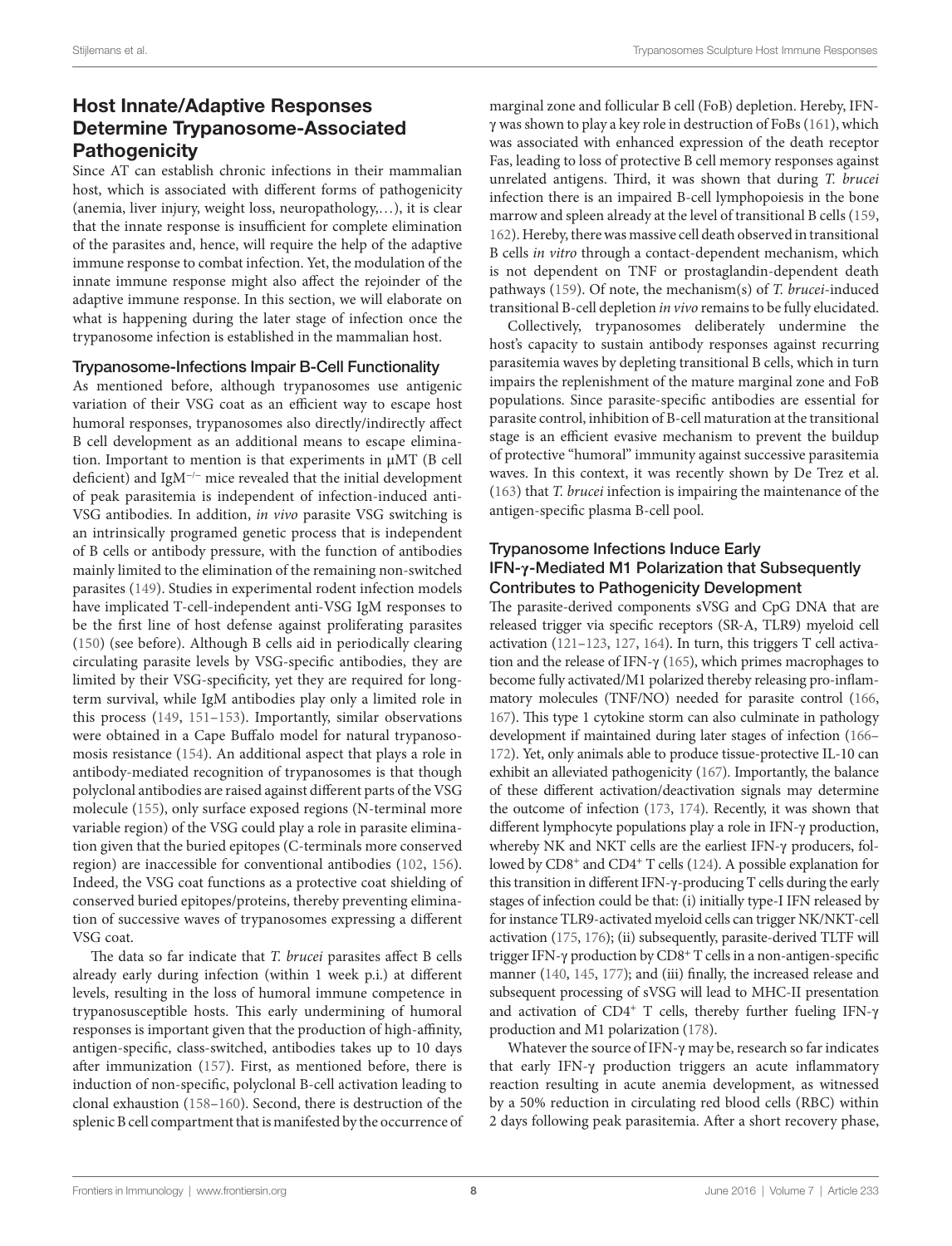## Host Innate/Adaptive Responses Determine Trypanosome-Associated Pathogenicity

Since AT can establish chronic infections in their mammalian host, which is associated with different forms of pathogenicity (anemia, liver injury, weight loss, neuropathology,…), it is clear that the innate response is insufficient for complete elimination of the parasites and, hence, will require the help of the adaptive immune response to combat infection. Yet, the modulation of the innate immune response might also affect the rejoinder of the adaptive immune response. In this section, we will elaborate on what is happening during the later stage of infection once the trypanosome infection is established in the mammalian host.

### Trypanosome-Infections Impair B-Cell Functionality

As mentioned before, although trypanosomes use antigenic variation of their VSG coat as an efficient way to escape host humoral responses, trypanosomes also directly/indirectly affect B cell development as an additional means to escape elimination. Important to mention is that experiments in μMT (B cell deficient) and IgM$^{-/-}$ mice revealed that the initial development of peak parasitemia is independent of infection-induced anti-VSG antibodies. In addition, *in vivo* parasite VSG switching is an intrinsically programed genetic process that is independent of B cells or antibody pressure, with the function of antibodies mainly limited to the elimination of the remaining non-switched parasites (149). Studies in experimental rodent infection models have implicated T-cell-independent anti-VSG IgM responses to be the first line of host defense against proliferating parasites (150) (see before). Although B cells aid in periodically clearing circulating parasite levels by VSG-specific antibodies, they are limited by their VSG-specificity, yet they are required for long-term survival, while IgM antibodies play only a limited role in this process (149, 151–153). Importantly, similar observations were obtained in a Cape Buffalo model for natural trypanosomosis resistance (154). An additional aspect that plays a role in antibody-mediated recognition of trypanosomes is that though polyclonal antibodies are raised against different parts of the VSG molecule (155), only surface exposed regions (N-terminal more variable region) of the VSG could play a role in parasite elimination given that the buried epitopes (C-terminals more conserved region) are inaccessible for conventional antibodies (102, 156). Indeed, the VSG coat functions as a protective coat shielding of conserved buried epitopes/proteins, thereby preventing elimination of successive waves of trypanosomes expressing a different VSG coat.

The data so far indicate that *T. brucei* parasites affect B cells already early during infection (within 1 week p.i.) at different levels, resulting in the loss of humoral immune competence in trypanosusceptible hosts. This early undermining of humoral responses is important given that the production of high-affinity, antigen-specific, class-switched, antibodies takes up to 10 days after immunization (157). First, as mentioned before, there is induction of non-specific, polyclonal B-cell activation leading to clonal exhaustion (158–160). Second, there is destruction of the splenic B cell compartment that is manifested by the occurrence of marginal zone and follicular B cell (FoB) depletion. Hereby, IFN-γ was shown to play a key role in destruction of FoBs (161), which was associated with enhanced expression of the death receptor Fas, leading to loss of protective B cell memory responses against unrelated antigens. Third, it was shown that during *T. brucei* infection there is an impaired B-cell lymphopoiesis in the bone marrow and spleen already at the level of transitional B cells (159, 162). Hereby, there was massive cell death observed in transitional B cells *in vitro* through a contact-dependent mechanism, which is not dependent on TNF or prostaglandin-dependent death pathways (159). Of note, the mechanism(s) of *T. brucei*-induced transitional B-cell depletion *in vivo* remains to be fully elucidated.

Collectively, trypanosomes deliberately undermine the host's capacity to sustain antibody responses against recurring parasitemia waves by depleting transitional B cells, which in turn impairs the replenishment of the mature marginal zone and FoB populations. Since parasite-specific antibodies are essential for parasite control, inhibition of B-cell maturation at the transitional stage is an efficient evasive mechanism to prevent the buildup of protective "humoral" immunity against successive parasitemia waves. In this context, it was recently shown by De Trez et al. (163) that *T. brucei* infection is impairing the maintenance of the antigen-specific plasma B-cell pool.

### Trypanosome Infections Induce Early IFN-γ-Mediated M1 Polarization that Subsequently Contributes to Pathogenicity Development

The parasite-derived components sVSG and CpG DNA that are released trigger via specific receptors (SR-A, TLR9) myeloid cell activation (121–123, 127, 164). In turn, this triggers T cell activation and the release of IFN-γ (165), which primes macrophages to become fully activated/M1 polarized thereby releasing pro-inflammatory molecules (TNF/NO) needed for parasite control (166, 167). This type 1 cytokine storm can also culminate in pathology development if maintained during later stages of infection (166–172). Yet, only animals able to produce tissue-protective IL-10 can exhibit an alleviated pathogenicity (167). Importantly, the balance of these different activation/deactivation signals may determine the outcome of infection (173, 174). Recently, it was shown that different lymphocyte populations play a role in IFN-γ production, whereby NK and NKT cells are the earliest IFN-γ producers, followed by CD8$^{+}$ and CD4$^{+}$ T cells (124). A possible explanation for this transition in different IFN-γ-producing T cells during the early stages of infection could be that: (i) initially type-I IFN released by for instance TLR9-activated myeloid cells can trigger NK/NKT-cell activation (175, 176); (ii) subsequently, parasite-derived TLTF will trigger IFN-γ production by CD8$^{+}$ T cells in a non-antigen-specific manner (140, 145, 177); and (iii) finally, the increased release and subsequent processing of sVSG will lead to MHC-II presentation and activation of CD4$^{+}$ T cells, thereby further fueling IFN-γ production and M1 polarization (178).

Whatever the source of IFN-γ may be, research so far indicates that early IFN-γ production triggers an acute inflammatory reaction resulting in acute anemia development, as witnessed by a 50% reduction in circulating red blood cells (RBC) within 2 days following peak parasitemia. After a short recovery phase,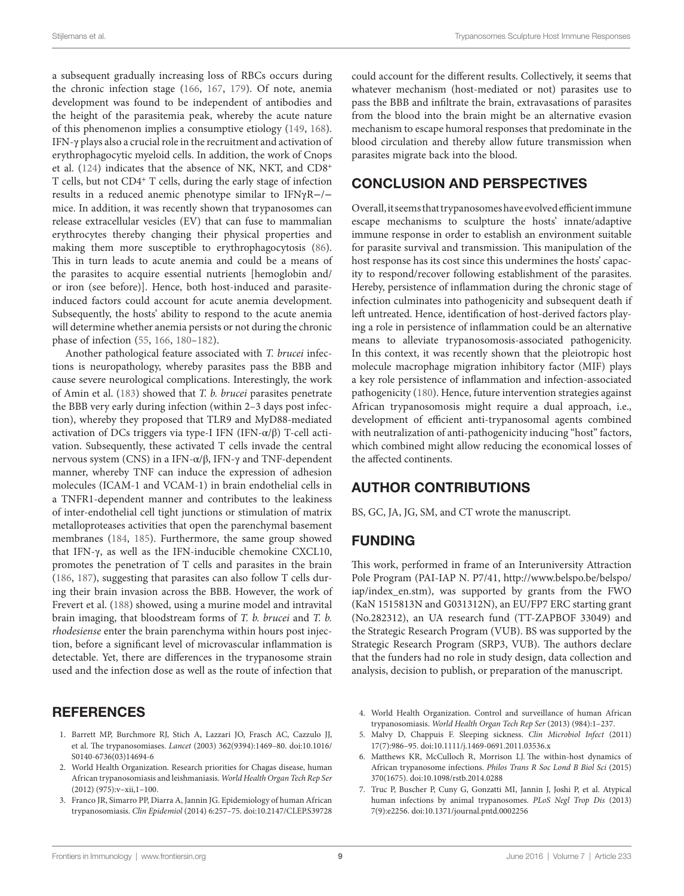a subsequent gradually increasing loss of RBCs occurs during the chronic infection stage (166, 167, 179). Of note, anemia development was found to be independent of antibodies and the height of the parasitemia peak, whereby the acute nature of this phenomenon implies a consumptive etiology (149, 168). IFN-γ plays also a crucial role in the recruitment and activation of erythrophagocytic myeloid cells. In addition, the work of Cnops et al. (124) indicates that the absence of NK, NKT, and CD8$^+$ T cells, but not CD4$^+$ T cells, during the early stage of infection results in a reduced anemic phenotype similar to IFNγR−/− mice. In addition, it was recently shown that trypanosomes can release extracellular vesicles (EV) that can fuse to mammalian erythrocytes thereby changing their physical properties and making them more susceptible to erythrophagocytosis (86). This in turn leads to acute anemia and could be a means of the parasites to acquire essential nutrients [hemoglobin and/or iron (see before)]. Hence, both host-induced and parasite-induced factors could account for acute anemia development. Subsequently, the hosts' ability to respond to the acute anemia will determine whether anemia persists or not during the chronic phase of infection (55, 166, 180–182).

Another pathological feature associated with *T. brucei* infections is neuropathology, whereby parasites pass the BBB and cause severe neurological complications. Interestingly, the work of Amin et al. (183) showed that *T. b. brucei* parasites penetrate the BBB very early during infection (within 2–3 days post infection), whereby they proposed that TLR9 and MyD88-mediated activation of DCs triggers via type-I IFN (IFN-α/β) T-cell activation. Subsequently, these activated T cells invade the central nervous system (CNS) in a IFN-α/β, IFN-γ and TNF-dependent manner, whereby TNF can induce the expression of adhesion molecules (ICAM-1 and VCAM-1) in brain endothelial cells in a TNFR1-dependent manner and contributes to the leakiness of inter-endothelial cell tight junctions or stimulation of matrix metalloproteases activities that open the parenchymal basement membranes (184, 185). Furthermore, the same group showed that IFN-γ, as well as the IFN-inducible chemokine CXCL10, promotes the penetration of T cells and parasites in the brain (186, 187), suggesting that parasites can also follow T cells during their brain invasion across the BBB. However, the work of Frevert et al. (188) showed, using a murine model and intravital brain imaging, that bloodstream forms of *T. b. brucei* and *T. b. rhodesiense* enter the brain parenchyma within hours post injection, before a significant level of microvascular inflammation is detectable. Yet, there are differences in the trypanosome strain used and the infection dose as well as the route of infection that could account for the different results. Collectively, it seems that whatever mechanism (host-mediated or not) parasites use to pass the BBB and infiltrate the brain, extravasations of parasites from the blood into the brain might be an alternative evasion mechanism to escape humoral responses that predominate in the blood circulation and thereby allow future transmission when parasites migrate back into the blood.

## CONCLUSION AND PERSPECTIVES

Overall, it seems that trypanosomes have evolved efficient immune escape mechanisms to sculpture the hosts' innate/adaptive immune response in order to establish an environment suitable for parasite survival and transmission. This manipulation of the host response has its cost since this undermines the hosts' capacity to respond/recover following establishment of the parasites. Hereby, persistence of inflammation during the chronic stage of infection culminates into pathogenicity and subsequent death if left untreated. Hence, identification of host-derived factors playing a role in persistence of inflammation could be an alternative means to alleviate trypanosomosis-associated pathogenicity. In this context, it was recently shown that the pleiotropic host molecule macrophage migration inhibitory factor (MIF) plays a key role persistence of inflammation and infection-associated pathogenicity (180). Hence, future intervention strategies against African trypanosomiasis might require a dual approach, i.e., development of efficient anti-trypanosomal agents combined with neutralization of anti-pathogenicity inducing "host" factors, which combined might allow reducing the economical losses of the affected continents.

## AUTHOR CONTRIBUTIONS

BS, GC, JA, JG, SM, and CT wrote the manuscript.

## FUNDING

This work, performed in frame of an Interuniversity Attraction Pole Program (PAI-IAP N. P7/41, http://www.belspo.be/belspo/iap/index_en.stm), was supported by grants from the FWO (KaN 1515813N and G031312N), an EU/FP7 ERC starting grant (No.282312), an UA research fund (TT-ZAPBOF 33049) and the Strategic Research Program (VUB). BS was supported by the Strategic Research Program (SRP3, VUB). The authors declare that the funders had no role in study design, data collection and analysis, decision to publish, or preparation of the manuscript.

## REFERENCES

1. Barrett MP, Burchmore RJ, Stich A, Lazzari JO, Frasch AC, Cazzulo JJ, et al. The trypanosomiases. *Lancet* (2003) 362(9394):1469–80. doi:10.1016/S0140-6736(03)14694-6
2. World Health Organization. Research priorities for Chagas disease, human African trypanosomiasis and leishmaniasis. *World Health Organ Tech Rep Ser* (2012) (975):v–xii,1–100.
3. Franco JR, Simarro PP, Diarra A, Jannin JG. Epidemiology of human African trypanosomiasis. *Clin Epidemiol* (2014) 6:257–75. doi:10.2147/CLEP.S39728
4. World Health Organization. Control and surveillance of human African trypanosomiasis. *World Health Organ Tech Rep Ser* (2013) (984):1–237.
5. Malvy D, Chappuis F. Sleeping sickness. *Clin Microbiol Infect* (2011) 17(7):986–95. doi:10.1111/j.1469-0691.2011.03536.x
6. Matthews KR, McCulloch R, Morrison LJ. The within-host dynamics of African trypanosome infections. *Philos Trans R Soc Lond B Biol Sci* (2015) 370(1675). doi:10.1098/rstb.2014.0288
7. Truc P, Buscher P, Cuny G, Gonzatti MI, Jannin J, Joshi P, et al. Atypical human infections by animal trypanosomes. *PLoS Negl Trop Dis* (2013) 7(9):e2256. doi:10.1371/journal.pntd.0002256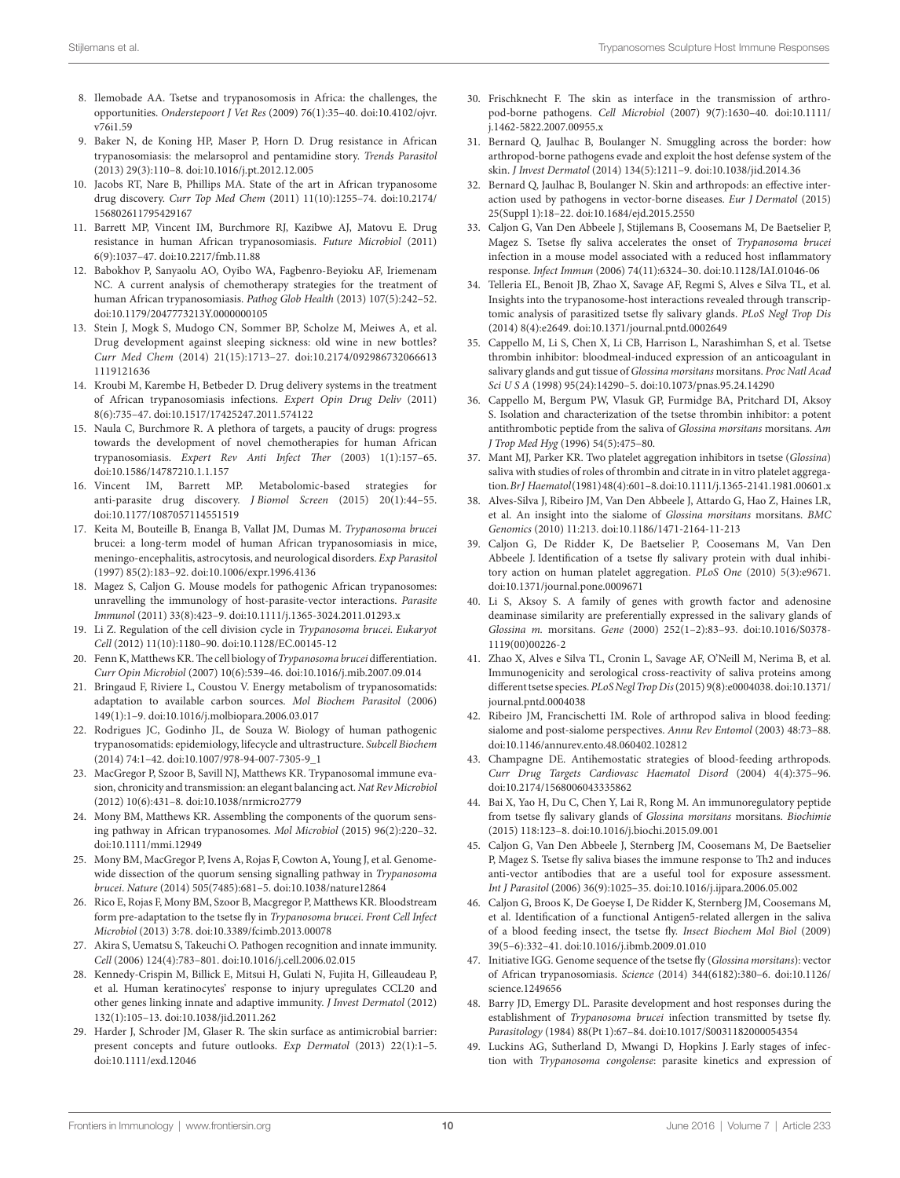8. Ilemobade AA. Tsetse and trypanosomosis in Africa: the challenges, the opportunities. *Onderstepoort J Vet Res* (2009) 76(1):35–40. doi:10.4102/ojvr.v76i1.59
9. Baker N, de Koning HP, Maser P, Horn D. Drug resistance in African trypanosomiasis: the melarsoprol and pentamidine story. *Trends Parasitol* (2013) 29(3):110–8. doi:10.1016/j.pt.2012.12.005
10. Jacobs RT, Nare B, Phillips MA. State of the art in African trypanosome drug discovery. *Curr Top Med Chem* (2011) 11(10):1255–74. doi:10.2174/156802611795429167
11. Barrett MP, Vincent IM, Burchmore RJ, Kazibwe AJ, Matovu E. Drug resistance in human African trypanosomiasis. *Future Microbiol* (2011) 6(9):1037–47. doi:10.2217/fmb.11.88
12. Babokhov P, Sanyaolu AO, Oyibo WA, Fagbenro-Beyioku AF, Iriemenam NC. A current analysis of chemotherapy strategies for the treatment of human African trypanosomiasis. *Pathog Glob Health* (2013) 107(5):242–52. doi:10.1179/2047773213Y.0000000105
13. Stein J, Mogk S, Mudogo CN, Sommer BP, Scholze M, Meiwes A, et al. Drug development against sleeping sickness: old wine in new bottles? *Curr Med Chem* (2014) 21(15):1713–27. doi:10.2174/0929867320666131119121636
14. Kroubi M, Karembe H, Betbeder D. Drug delivery systems in the treatment of African trypanosomiasis infections. *Expert Opin Drug Deliv* (2011) 8(6):735–47. doi:10.1517/17425247.2011.574122
15. Naula C, Burchmore R. A plethora of targets, a paucity of drugs: progress towards the development of novel chemotherapies for human African trypanosomiasis. *Expert Rev Anti Infect Ther* (2003) 1(1):157–65. doi:10.1586/14787210.1.1.157
16. Vincent IM, Barrett MP. Metabolomic-based strategies for anti-parasite drug discovery. *J Biomol Screen* (2015) 20(1):44–55. doi:10.1177/1087057114551519
17. Keita M, Bouteille B, Enanga B, Vallat JM, Dumas M. *Trypanosoma brucei* brucei: a long-term model of human African trypanosomiasis in mice, meningo-encephalitis, astrocytosis, and neurological disorders. *Exp Parasitol* (1997) 85(2):183–92. doi:10.1006/expr.1996.4136
18. Magez S, Caljon G. Mouse models for pathogenic African trypanosomes: unravelling the immunology of host-parasite-vector interactions. *Parasite Immunol* (2011) 33(8):423–9. doi:10.1111/j.1365-3024.2011.01293.x
19. Li Z. Regulation of the cell division cycle in *Trypanosoma brucei*. *Eukaryot Cell* (2012) 11(10):1180–90. doi:10.1128/EC.00145-12
20. Fenn K, Matthews KR. The cell biology of *Trypanosoma brucei* differentiation. *Curr Opin Microbiol* (2007) 10(6):539–46. doi:10.1016/j.mib.2007.09.014
21. Bringaud F, Riviere L, Coustou V. Energy metabolism of trypanosomatids: adaptation to available carbon sources. *Mol Biochem Parasitol* (2006) 149(1):1–9. doi:10.1016/j.molbiopara.2006.03.017
22. Rodrigues JC, Godinho JL, de Souza W. Biology of human pathogenic trypanosomatids: epidemiology, lifecycle and ultrastructure. *Subcell Biochem* (2014) 74:1–42. doi:10.1007/978-94-007-7305-9_1
23. MacGregor P, Szoor B, Savill NJ, Matthews KR. Trypanosomal immune evasion, chronicity and transmission: an elegant balancing act. *Nat Rev Microbiol* (2012) 10(6):431–8. doi:10.1038/nrmicro2779
24. Mony BM, Matthews KR. Assembling the components of the quorum sensing pathway in African trypanosomes. *Mol Microbiol* (2015) 96(2):220–32. doi:10.1111/mmi.12949
25. Mony BM, MacGregor P, Ivens A, Rojas F, Cowton A, Young J, et al. Genome-wide dissection of the quorum sensing signalling pathway in *Trypanosoma brucei*. *Nature* (2014) 505(7485):681–5. doi:10.1038/nature12864
26. Rico E, Rojas F, Mony BM, Szoor B, Macgregor P, Matthews KR. Bloodstream form pre-adaptation to the tsetse fly in *Trypanosoma brucei*. *Front Cell Infect Microbiol* (2013) 3:78. doi:10.3389/fcimb.2013.00078
27. Akira S, Uematsu S, Takeuchi O. Pathogen recognition and innate immunity. *Cell* (2006) 124(4):783–801. doi:10.1016/j.cell.2006.02.015
28. Kennedy-Crispin M, Billick E, Mitsui H, Gulati N, Fujita H, Gilleaudeau P, et al. Human keratinocytes' response to injury upregulates CCL20 and other genes linking innate and adaptive immunity. *J Invest Dermatol* (2012) 132(1):105–13. doi:10.1038/jid.2011.262
29. Harder J, Schroder JM, Glaser R. The skin surface as antimicrobial barrier: present concepts and future outlooks. *Exp Dermatol* (2013) 22(1):1–5. doi:10.1111/exd.12046
30. Frischknecht F. The skin as interface in the transmission of arthropod-borne pathogens. *Cell Microbiol* (2007) 9(7):1630–40. doi:10.1111/j.1462-5822.2007.00955.x
31. Bernard Q, Jaulhac B, Boulanger N. Smuggling across the border: how arthropod-borne pathogens evade and exploit the host defense system of the skin. *J Invest Dermatol* (2014) 134(5):1211–9. doi:10.1038/jid.2014.36
32. Bernard Q, Jaulhac B, Boulanger N. Skin and arthropods: an effective interaction used by pathogens in vector-borne diseases. *Eur J Dermatol* (2015) 25(Suppl 1):18–22. doi:10.1684/ejd.2015.2550
33. Caljon G, Van Den Abbeele J, Stijlemans B, Coosemans M, De Baetselier P, Magez S. Tsetse fly saliva accelerates the onset of *Trypanosoma brucei* infection in a mouse model associated with a reduced host inflammatory response. *Infect Immun* (2006) 74(11):6324–30. doi:10.1128/IAI.01046-06
34. Telleria EL, Benoit JB, Zhao X, Savage AF, Regmi S, Alves e Silva TL, et al. Insights into the trypanosome-host interactions revealed through transcriptomic analysis of parasitized tsetse fly salivary glands. *PLoS Negl Trop Dis* (2014) 8(4):e2649. doi:10.1371/journal.pntd.0002649
35. Cappello M, Li S, Chen X, Li CB, Harrison L, Narashimhan S, et al. Tsetse thrombin inhibitor: bloodmeal-induced expression of an anticoagulant in salivary glands and gut tissue of *Glossina morsitans* morsitans. *Proc Natl Acad Sci U S A* (1998) 95(24):14290–5. doi:10.1073/pnas.95.24.14290
36. Cappello M, Bergum PW, Vlasuk GP, Furmidge BA, Pritchard DI, Aksoy S. Isolation and characterization of the tsetse thrombin inhibitor: a potent antithrombotic peptide from the saliva of *Glossina morsitans* morsitans. *Am J Trop Med Hyg* (1996) 54(5):475–80.
37. Mant MJ, Parker KR. Two platelet aggregation inhibitors in tsetse (*Glossina*) saliva with studies of roles of thrombin and citrate in in vitro platelet aggregation. *Br J Haematol* (1981) 48(4):601–8. doi:10.1111/j.1365-2141.1981.00601.x
38. Alves-Silva J, Ribeiro JM, Van Den Abbeele J, Attardo G, Hao Z, Haines LR, et al. An insight into the sialome of *Glossina morsitans* morsitans. *BMC Genomics* (2010) 11:213. doi:10.1186/1471-2164-11-213
39. Caljon G, De Ridder K, De Baetselier P, Coosemans M, Van Den Abbeele J. Identification of a tsetse fly salivary protein with dual inhibitory action on human platelet aggregation. *PLoS One* (2010) 5(3):e9671. doi:10.1371/journal.pone.0009671
40. Li S, Aksoy S. A family of genes with growth factor and adenosine deaminase similarity are preferentially expressed in the salivary glands of *Glossina m.* morsitans. *Gene* (2000) 252(1–2):83–93. doi:10.1016/S0378-1119(00)00226-2
41. Zhao X, Alves e Silva TL, Cronin L, Savage AF, O'Neill M, Nerima B, et al. Immunogenicity and serological cross-reactivity of saliva proteins among different tsetse species. *PLoS Negl Trop Dis* (2015) 9(8):e0004038. doi:10.1371/journal.pntd.0004038
42. Ribeiro JM, Francischetti IM. Role of arthropod saliva in blood feeding: sialome and post-sialome perspectives. *Annu Rev Entomol* (2003) 48:73–88. doi:10.1146/annurev.ento.48.060402.102812
43. Champagne DE. Antihemostatic strategies of blood-feeding arthropods. *Curr Drug Targets Cardiovasc Haematol Disord* (2004) 4(4):375–96. doi:10.2174/1568006043335862
44. Bai X, Yao H, Du C, Chen Y, Lai R, Rong M. An immunoregulatory peptide from tsetse fly salivary glands of *Glossina morsitans* morsitans. *Biochimie* (2015) 118:123–8. doi:10.1016/j.biochi.2015.09.001
45. Caljon G, Van Den Abbeele J, Sternberg JM, Coosemans M, De Baetselier P, Magez S. Tsetse fly saliva biases the immune response to Th2 and induces anti-vector antibodies that are a useful tool for exposure assessment. *Int J Parasitol* (2006) 36(9):1025–35. doi:10.1016/j.ijpara.2006.05.002
46. Caljon G, Broos K, De Goeyse I, De Ridder K, Sternberg JM, Coosemans M, et al. Identification of a functional Antigen5-related allergen in the saliva of a blood feeding insect, the tsetse fly. *Insect Biochem Mol Biol* (2009) 39(5–6):332–41. doi:10.1016/j.ibmb.2009.01.010
47. Initiative IGG. Genome sequence of the tsetse fly (*Glossina morsitans*): vector of African trypanosomiasis. *Science* (2014) 344(6182):380–6. doi:10.1126/science.1249656
48. Barry JD, Emergy DL. Parasite development and host responses during the establishment of *Trypanosoma brucei* infection transmitted by tsetse fly. *Parasitology* (1984) 88(Pt 1):67–84. doi:10.1017/S0031182000054354
49. Luckins AG, Sutherland D, Mwangi D, Hopkins J. Early stages of infection with *Trypanosoma congolense*: parasite kinetics and expression of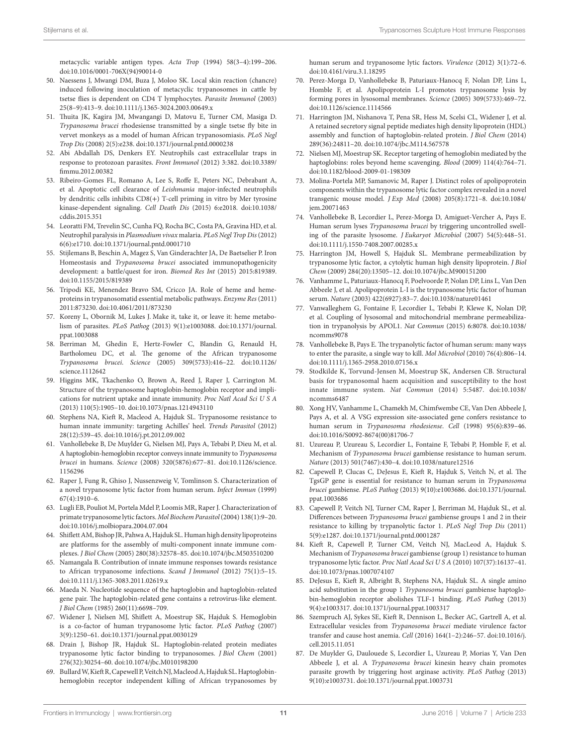metacyclic variable antigen types. *Acta Trop* (1994) 58(3–4):199–206. doi:10.1016/0001-706X(94)90014-0

50. Naessens J, Mwangi DM, Buza J, Moloo SK. Local skin reaction (chancre) induced following inoculation of metacyclic trypanosomes in cattle by tsetse flies is dependent on CD4 T lymphocytes. *Parasite Immunol* (2003) 25(8–9):413–9. doi:10.1111/j.1365-3024.2003.00649.x
51. Thuita JK, Kagira JM, Mwangangi D, Matovu E, Turner CM, Masiga D. *Trypanosoma brucei* rhodesiense transmitted by a single tsetse fly bite in vervet monkeys as a model of human African trypanosomiasis. *PLoS Negl Trop Dis* (2008) 2(5):e238. doi:10.1371/journal.pntd.0000238
52. Abi Abdallah DS, Denkers EY. Neutrophils cast extracellular traps in response to protozoan parasites. *Front Immunol* (2012) 3:382. doi:10.3389/fimmu.2012.00382
53. Ribeiro-Gomes FL, Romano A, Lee S, Roffe E, Peters NC, Debrabant A, et al. Apoptotic cell clearance of *Leishmania* major-infected neutrophils by dendritic cells inhibits CD8(+) T-cell priming in vitro by Mer tyrosine kinase-dependent signaling. *Cell Death Dis* (2015) 6:e2018. doi:10.1038/cddis.2015.351
54. Leoratti FM, Trevelin SC, Cunha FQ, Rocha BC, Costa PA, Gravina HD, et al. Neutrophil paralysis in *Plasmodium vivax* malaria. *PLoS Negl Trop Dis* (2012) 6(6):e1710. doi:10.1371/journal.pntd.0001710
55. Stijlemans B, Beschin A, Magez S, Van Ginderachter JA, De Baetselier P. Iron Homeostasis and *Trypanosoma brucei* associated immunopathogenicity development: a battle/quest for iron. *Biomed Res Int* (2015) 2015:819389. doi:10.1155/2015/819389
56. Tripodi KE, Menendez Bravo SM, Cricco JA. Role of heme and heme-proteins in trypanosomatid essential metabolic pathways. *Enzyme Res* (2011) 2011:873230. doi:10.4061/2011/873230
57. Koreny L, Obornik M, Lukes J. Make it, take it, or leave it: heme metabolism of parasites. *PLoS Pathog* (2013) 9(1):e1003088. doi:10.1371/journal.ppat.1003088
58. Berriman M, Ghedin E, Hertz-Fowler C, Blandin G, Renauld H, Bartholomeu DC, et al. The genome of the African trypanosome *Trypanosoma brucei*. *Science* (2005) 309(5733):416–22. doi:10.1126/science.1112642
59. Higgins MK, Tkachenko O, Brown A, Reed J, Raper J, Carrington M. Structure of the trypanosome haptoglobin-hemoglobin receptor and implications for nutrient uptake and innate immunity. *Proc Natl Acad Sci U S A* (2013) 110(5):1905–10. doi:10.1073/pnas.1214943110
60. Stephens NA, Kieft R, Macleod A, Hajduk SL. Trypanosome resistance to human innate immunity: targeting Achilles' heel. *Trends Parasitol* (2012) 28(12):539–45. doi:10.1016/j.pt.2012.09.002
61. Vanhollebeke B, De Muylder G, Nielsen MJ, Pays A, Tebabi P, Dieu M, et al. A haptoglobin-hemoglobin receptor conveys innate immunity to *Trypanosoma brucei* in humans. *Science* (2008) 320(5876):677–81. doi:10.1126/science.1156296
62. Raper J, Fung R, Ghiso J, Nussenzweig V, Tomlinson S. Characterization of a novel trypanosome lytic factor from human serum. *Infect Immun* (1999) 67(4):1910–6.
63. Lugli EB, Pouliot M, Portela Mdel P, Loomis MR, Raper J. Characterization of primate trypanosome lytic factors. *Mol Biochem Parasitol* (2004) 138(1):9–20. doi:10.1016/j.molbiopara.2004.07.004
64. Shiflett AM, Bishop JR, Pahwa A, Hajduk SL. Human high density lipoproteins are platforms for the assembly of multi-component innate immune complexes. *J Biol Chem* (2005) 280(38):32578–85. doi:10.1074/jbc.M503510200
65. Namangala B. Contribution of innate immune responses towards resistance to African trypanosome infections. *Scand J Immunol* (2012) 75(1):5–15. doi:10.1111/j.1365-3083.2011.02619.x
66. Maeda N. Nucleotide sequence of the haptoglobin and haptoglobin-related gene pair. The haptoglobin-related gene contains a retrovirus-like element. *J Biol Chem* (1985) 260(11):6698–709.
67. Widener J, Nielsen MJ, Shiflett A, Moestrup SK, Hajduk S. Hemoglobin is a co-factor of human trypanosome lytic factor. *PLoS Pathog* (2007) 3(9):1250–61. doi:10.1371/journal.ppat.0030129
68. Drain J, Bishop JR, Hajduk SL. Haptoglobin-related protein mediates trypanosome lytic factor binding to trypanosomes. *J Biol Chem* (2001) 276(32):30254–60. doi:10.1074/jbc.M010198200
69. Bullard W, Kieft R, Capewell P, Veitch NJ, Macleod A, Hajduk SL. Haptoglobin-hemoglobin receptor independent killing of African trypanosomes by human serum and trypanosome lytic factors. *Virulence* (2012) 3(1):72–6. doi:10.4161/viru.3.1.18295
70. Perez-Morga D, Vanhollebeke B, Paturiaux-Hanocq F, Nolan DP, Lins L, Homble F, et al. Apolipoprotein L-I promotes trypanosome lysis by forming pores in lysosomal membranes. *Science* (2005) 309(5733):469–72. doi:10.1126/science.1114566
71. Harrington JM, Nishanova T, Pena SR, Hess M, Scelsi CL, Widener J, et al. A retained secretory signal peptide mediates high density lipoprotein (HDL) assembly and function of haptoglobin-related protein. *J Biol Chem* (2014) 289(36):24811–20. doi:10.1074/jbc.M114.567578
72. Nielsen MJ, Moestrup SK. Receptor targeting of hemoglobin mediated by the haptoglobins: roles beyond heme scavenging. *Blood* (2009) 114(4):764–71. doi:10.1182/blood-2009-01-198309
73. Molina-Portela MP, Samanovic M, Raper J. Distinct roles of apolipoprotein components within the trypanosome lytic factor complex revealed in a novel transgenic mouse model. *J Exp Med* (2008) 205(8):1721–8. doi:10.1084/jem.20071463
74. Vanhollebeke B, Lecordier L, Perez-Morga D, Amiguet-Vercher A, Pays E. Human serum lyses *Trypanosoma brucei* by triggering uncontrolled swelling of the parasite lysosome. *J Eukaryot Microbiol* (2007) 54(5):448–51. doi:10.1111/j.1550-7408.2007.00285.x
75. Harrington JM, Howell S, Hajduk SL. Membrane permeabilization by trypanosome lytic factor, a cytolytic human high density lipoprotein. *J Biol Chem* (2009) 284(20):13505–12. doi:10.1074/jbc.M900151200
76. Vanhamme L, Paturiaux-Hanocq F, Poelvoorde P, Nolan DP, Lins L, Van Den Abbeele J, et al. Apolipoprotein L-I is the trypanosome lytic factor of human serum. *Nature* (2003) 422(6927):83–7. doi:10.1038/nature01461
77. Vanwalleghem G, Fontaine F, Lecordier L, Tebabi P, Klewe K, Nolan DP, et al. Coupling of lysosomal and mitochondrial membrane permeabilization in trypanolysis by APOL1. *Nat Commun* (2015) 6:8078. doi:10.1038/ncomms9078
78. Vanhollebeke B, Pays E. The trypanolytic factor of human serum: many ways to enter the parasite, a single way to kill. *Mol Microbiol* (2010) 76(4):806–14. doi:10.1111/j.1365-2958.2010.07156.x
79. Stodkilde K, Torvund-Jensen M, Moestrup SK, Andersen CB. Structural basis for trypanosomal haem acquisition and susceptibility to the host innate immune system. *Nat Commun* (2014) 5:5487. doi:10.1038/ncomms6487
80. Xong HV, Vanhamme L, Chamekh M, Chimfwembe CE, Van Den Abbeele J, Pays A, et al. A VSG expression site-associated gene confers resistance to human serum in *Trypanosoma rhodesiense*. *Cell* (1998) 95(6):839–46. doi:10.1016/S0092-8674(00)81706-7
81. Uzureau P, Uzureau S, Lecordier L, Fontaine F, Tebabi P, Homble F, et al. Mechanism of *Trypanosoma brucei* gambiense resistance to human serum. *Nature* (2013) 501(7467):430–4. doi:10.1038/nature12516
82. Capewell P, Clucas C, DeJesus E, Kieft R, Hajduk S, Veitch N, et al. The TgsGP gene is essential for resistance to human serum in *Trypanosoma brucei* gambiense. *PLoS Pathog* (2013) 9(10):e1003686. doi:10.1371/journal.ppat.1003686
83. Capewell P, Veitch NJ, Turner CM, Raper J, Berriman M, Hajduk SL, et al. Differences between *Trypanosoma brucei* gambiense groups 1 and 2 in their resistance to killing by trypanolytic factor 1. *PLoS Negl Trop Dis* (2011) 5(9):e1287. doi:10.1371/journal.pntd.0001287
84. Kieft R, Capewell P, Turner CM, Veitch NJ, MacLeod A, Hajduk S. Mechanism of *Trypanosoma brucei* gambiense (group 1) resistance to human trypanosome lytic factor. *Proc Natl Acad Sci U S A* (2010) 107(37):16137–41. doi:10.1073/pnas.1007074107
85. DeJesus E, Kieft R, Albright B, Stephens NA, Hajduk SL. A single amino acid substitution in the group 1 *Trypanosoma brucei* gambiense haptoglobin-hemoglobin receptor abolishes TLF-1 binding. *PLoS Pathog* (2013) 9(4):e1003317. doi:10.1371/journal.ppat.1003317
86. Szempruch AJ, Sykes SE, Kieft R, Dennison L, Becker AC, Gartrell A, et al. Extracellular vesicles from *Trypanosoma brucei* mediate virulence factor transfer and cause host anemia. *Cell* (2016) 164(1–2):246–57. doi:10.1016/j.cell.2015.11.051
87. De Muylder G, Daulouede S, Lecordier L, Uzureau P, Morias Y, Van Den Abbeele J, et al. A *Trypanosoma brucei* kinesin heavy chain promotes parasite growth by triggering host arginase activity. *PLoS Pathog* (2013) 9(10):e1003731. doi:10.1371/journal.ppat.1003731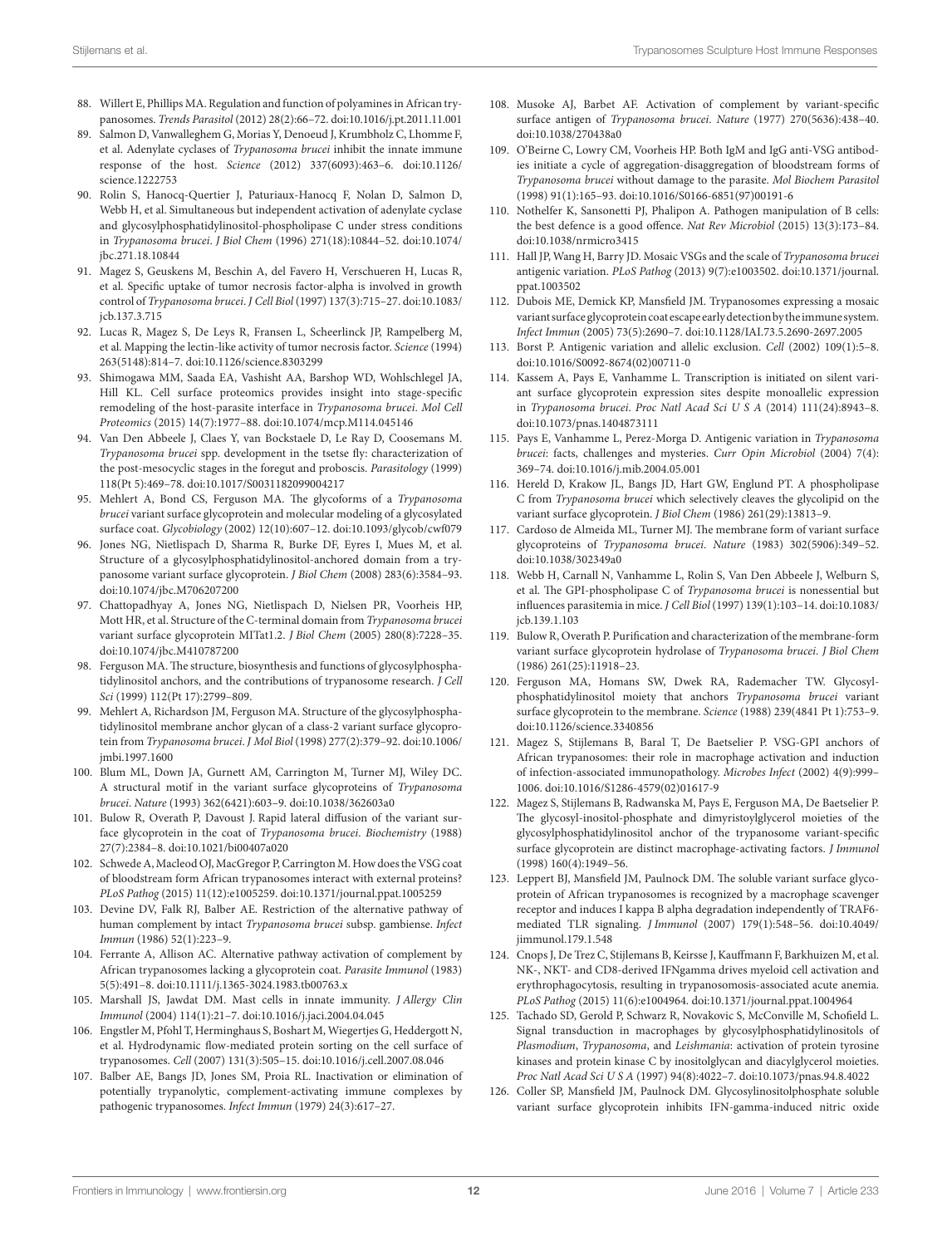88. Willert E, Phillips MA. Regulation and function of polyamines in African trypanosomes. *Trends Parasitol* (2012) 28(2):66–72. doi:10.1016/j.pt.2011.11.001
89. Salmon D, Vanwalleghem G, Morias Y, Denoeud J, Krumbholz C, Lhomme F, et al. Adenylate cyclases of *Trypanosoma brucei* inhibit the innate immune response of the host. *Science* (2012) 337(6093):463–6. doi:10.1126/science.1222753
90. Rolin S, Hanocq-Quertier J, Paturiaux-Hanocq F, Nolan D, Salmon D, Webb H, et al. Simultaneous but independent activation of adenylate cyclase and glycosylphosphatidylinositol-phospholipase C under stress conditions in *Trypanosoma brucei*. *J Biol Chem* (1996) 271(18):10844–52. doi:10.1074/jbc.271.18.10844
91. Magez S, Geuskens M, Beschin A, del Favero H, Verschueren H, Lucas R, et al. Specific uptake of tumor necrosis factor-alpha is involved in growth control of *Trypanosoma brucei*. *J Cell Biol* (1997) 137(3):715–27. doi:10.1083/jcb.137.3.715
92. Lucas R, Magez S, De Leys R, Fransen L, Scheerlinck JP, Rampelberg M, et al. Mapping the lectin-like activity of tumor necrosis factor. *Science* (1994) 263(5148):814–7. doi:10.1126/science.8303299
93. Shimogawa MM, Saada EA, Vashisht AA, Barshop WD, Wohlschlegel JA, Hill KL. Cell surface proteomics provides insight into stage-specific remodeling of the host-parasite interface in *Trypanosoma brucei*. *Mol Cell Proteomics* (2015) 14(7):1977–88. doi:10.1074/mcp.M114.045146
94. Van Den Abbeele J, Claes Y, van Bockstaele D, Le Ray D, Coosemans M. *Trypanosoma brucei* spp. development in the tsetse fly: characterization of the post-mesocyclic stages in the foregut and proboscis. *Parasitology* (1999) 118(Pt 5):469–78. doi:10.1017/S0031182099004217
95. Mehlert A, Bond CS, Ferguson MA. The glycoforms of a *Trypanosoma brucei* variant surface glycoprotein and molecular modeling of a glycosylated surface coat. *Glycobiology* (2002) 12(10):607–12. doi:10.1093/glycob/cwf079
96. Jones NG, Nietlispach D, Sharma R, Burke DF, Eyres I, Mues M, et al. Structure of a glycosylphosphatidylinositol-anchored domain from a trypanosome variant surface glycoprotein. *J Biol Chem* (2008) 283(6):3584–93. doi:10.1074/jbc.M706207200
97. Chattopadhyay A, Jones NG, Nietlispach D, Nielsen PR, Voorheis HP, Mott HR, et al. Structure of the C-terminal domain from *Trypanosoma brucei* variant surface glycoprotein MITat1.2. *J Biol Chem* (2005) 280(8):7228–35. doi:10.1074/jbc.M410787200
98. Ferguson MA. The structure, biosynthesis and functions of glycosylphosphatidylinositol anchors, and the contributions of trypanosome research. *J Cell Sci* (1999) 112(Pt 17):2799–809.
99. Mehlert A, Richardson JM, Ferguson MA. Structure of the glycosylphosphatidylinositol membrane anchor glycan of a class-2 variant surface glycoprotein from *Trypanosoma brucei*. *J Mol Biol* (1998) 277(2):379–92. doi:10.1006/jmbi.1997.1600
100. Blum ML, Down JA, Gurnett AM, Carrington M, Turner MJ, Wiley DC. A structural motif in the variant surface glycoproteins of *Trypanosoma brucei*. *Nature* (1993) 362(6421):603–9. doi:10.1038/362603a0
101. Bulow R, Overath P, Davoust J. Rapid lateral diffusion of the variant surface glycoprotein in the coat of *Trypanosoma brucei*. *Biochemistry* (1988) 27(7):2384–8. doi:10.1021/bi00407a020
102. Schwede A, Macleod OJ, MacGregor P, Carrington M. How does the VSG coat of bloodstream form African trypanosomes interact with external proteins? *PLoS Pathog* (2015) 11(12):e1005259. doi:10.1371/journal.ppat.1005259
103. Devine DV, Falk RJ, Balber AE. Restriction of the alternative pathway of human complement by intact *Trypanosoma brucei* subsp. gambiense. *Infect Immun* (1986) 52(1):223–9.
104. Ferrante A, Allison AC. Alternative pathway activation of complement by African trypanosomes lacking a glycoprotein coat. *Parasite Immunol* (1983) 5(5):491–8. doi:10.1111/j.1365-3024.1983.tb00763.x
105. Marshall JS, Jawdat DM. Mast cells in innate immunity. *J Allergy Clin Immunol* (2004) 114(1):21–7. doi:10.1016/j.jaci.2004.04.045
106. Engstler M, Pfohl T, Herminghaus S, Boshart M, Wiegertjes G, Heddergott N, et al. Hydrodynamic flow-mediated protein sorting on the cell surface of trypanosomes. *Cell* (2007) 131(3):505–15. doi:10.1016/j.cell.2007.08.046
107. Balber AE, Bangs JD, Jones SM, Proia RL. Inactivation or elimination of potentially trypanolytic, complement-activating immune complexes by pathogenic trypanosomes. *Infect Immun* (1979) 24(3):617–27.
108. Musoke AJ, Barbet AF. Activation of complement by variant-specific surface antigen of *Trypanosoma brucei*. *Nature* (1977) 270(5636):438–40. doi:10.1038/270438a0
109. O'Beirne C, Lowry CM, Voorheis HP. Both IgM and IgG anti-VSG antibodies initiate a cycle of aggregation-disaggregation of bloodstream forms of *Trypanosoma brucei* without damage to the parasite. *Mol Biochem Parasitol* (1998) 91(1):165–93. doi:10.1016/S0166-6851(97)00191-6
110. Nothelfer K, Sansonetti PJ, Phalipon A. Pathogen manipulation of B cells: the best defence is a good offence. *Nat Rev Microbiol* (2015) 13(3):173–84. doi:10.1038/nrmicro3415
111. Hall JP, Wang H, Barry JD. Mosaic VSGs and the scale of *Trypanosoma brucei* antigenic variation. *PLoS Pathog* (2013) 9(7):e1003502. doi:10.1371/journal.ppat.1003502
112. Dubois ME, Demick KP, Mansfield JM. Trypanosomes expressing a mosaic variant surface glycoprotein coat escape early detection by the immune system. *Infect Immun* (2005) 73(5):2690–7. doi:10.1128/IAI.73.5.2690-2697.2005
113. Borst P. Antigenic variation and allelic exclusion. *Cell* (2002) 109(1):5–8. doi:10.1016/S0092-8674(02)00711-0
114. Kassem A, Pays E, Vanhamme L. Transcription is initiated on silent variant surface glycoprotein expression sites despite monoallelic expression in *Trypanosoma brucei*. *Proc Natl Acad Sci U S A* (2014) 111(24):8943–8. doi:10.1073/pnas.1404873111
115. Pays E, Vanhamme L, Perez-Morga D. Antigenic variation in *Trypanosoma brucei*: facts, challenges and mysteries. *Curr Opin Microbiol* (2004) 7(4):369–74. doi:10.1016/j.mib.2004.05.001
116. Hereld D, Krakow JL, Bangs JD, Hart GW, Englund PT. A phospholipase C from *Trypanosoma brucei* which selectively cleaves the glycolipid on the variant surface glycoprotein. *J Biol Chem* (1986) 261(29):13813–9.
117. Cardoso de Almeida ML, Turner MJ. The membrane form of variant surface glycoproteins of *Trypanosoma brucei*. *Nature* (1983) 302(5906):349–52. doi:10.1038/302349a0
118. Webb H, Carnall N, Vanhamme L, Rolin S, Van Den Abbeele J, Welburn S, et al. The GPI-phospholipase C of *Trypanosoma brucei* is nonessential but influences parasitemia in mice. *J Cell Biol* (1997) 139(1):103–14. doi:10.1083/jcb.139.1.103
119. Bulow R, Overath P. Purification and characterization of the membrane-form variant surface glycoprotein hydrolase of *Trypanosoma brucei*. *J Biol Chem* (1986) 261(25):11918–23.
120. Ferguson MA, Homans SW, Dwek RA, Rademacher TW. Glycosyl-phosphatidylinositol moiety that anchors *Trypanosoma brucei* variant surface glycoprotein to the membrane. *Science* (1988) 239(4841 Pt 1):753–9. doi:10.1126/science.3340856
121. Magez S, Stijlemans B, Baral T, De Baetselier P. VSG-GPI anchors of African trypanosomes: their role in macrophage activation and induction of infection-associated immunopathology. *Microbes Infect* (2002) 4(9):999–1006. doi:10.1016/S1286-4579(02)01617-9
122. Magez S, Stijlemans B, Radwanska M, Pays E, Ferguson MA, De Baetselier P. The glycosyl-inositol-phosphate and dimyristoylglycerol moieties of the glycosylphosphatidylinositol anchor of the trypanosome variant-specific surface glycoprotein are distinct macrophage-activating factors. *J Immunol* (1998) 160(4):1949–56.
123. Leppert BJ, Mansfield JM, Paulnock DM. The soluble variant surface glycoprotein of African trypanosomes is recognized by a macrophage scavenger receptor and induces I kappa B alpha degradation independently of TRAF6-mediated TLR signaling. *J Immunol* (2007) 179(1):548–56. doi:10.4049/jimmunol.179.1.548
124. Cnops J, De Trez C, Stijlemans B, Keirsse J, Kauffmann F, Barkhuizen M, et al. NK-, NKT- and CD8-derived IFNgamma drives myeloid cell activation and erythrophagocytosis, resulting in trypanosomosis-associated acute anemia. *PLoS Pathog* (2015) 11(6):e1004964. doi:10.1371/journal.ppat.1004964
125. Tachado SD, Gerold P, Schwarz R, Novakovic S, McConville M, Schofield L. Signal transduction in macrophages by glycosylphosphatidylinositols of *Plasmodium*, *Trypanosoma*, and *Leishmania*: activation of protein tyrosine kinases and protein kinase C by inositolglycan and diacylglycerol moieties. *Proc Natl Acad Sci U S A* (1997) 94(8):4022–7. doi:10.1073/pnas.94.8.4022
126. Coller SP, Mansfield JM, Paulnock DM. Glycosylinositolphosphate soluble variant surface glycoprotein inhibits IFN-gamma-induced nitric oxide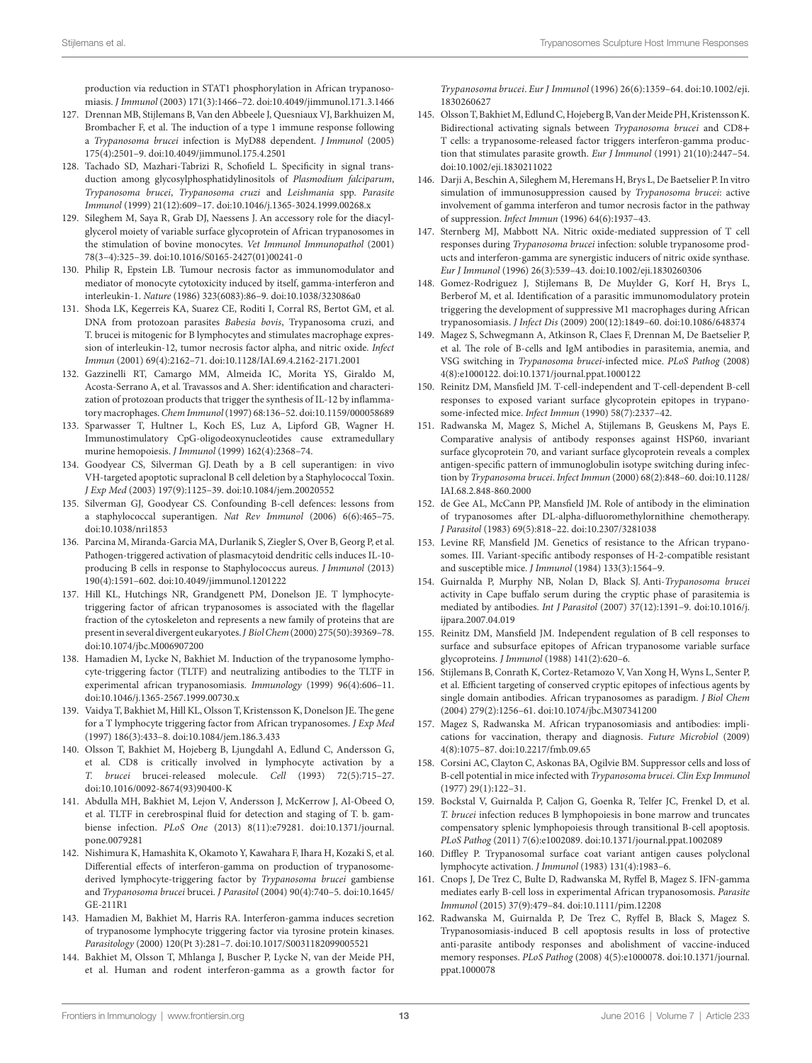production via reduction in STAT1 phosphorylation in African trypanosomiasis. *J Immunol* (2003) 171(3):1466–72. doi:10.4049/jimmunol.171.3.1466

127. Drennan MB, Stijlemans B, Van den Abbeele J, Quesniaux VJ, Barkhuizen M, Brombacher F, et al. The induction of a type 1 immune response following a *Trypanosoma brucei* infection is MyD88 dependent. *J Immunol* (2005) 175(4):2501–9. doi:10.4049/jimmunol.175.4.2501
128. Tachado SD, Mazhari-Tabrizi R, Schofield L. Specificity in signal transduction among glycosylphosphatidylinositols of *Plasmodium falciparum*, *Trypanosoma brucei*, *Trypanosoma cruzi* and *Leishmania* spp. *Parasite Immunol* (1999) 21(12):609–17. doi:10.1046/j.1365-3024.1999.00268.x
129. Sileghem M, Saya R, Grab DJ, Naessens J. An accessory role for the diacylglycerol moiety of variable surface glycoprotein of African trypanosomes in the stimulation of bovine monocytes. *Vet Immunol Immunopathol* (2001) 78(3–4):325–39. doi:10.1016/S0165-2427(01)00241-0
130. Philip R, Epstein LB. Tumour necrosis factor as immunomodulator and mediator of monocyte cytotoxicity induced by itself, gamma-interferon and interleukin-1. *Nature* (1986) 323(6083):86–9. doi:10.1038/323086a0
131. Shoda LK, Kegerreis KA, Suarez CE, Roditi I, Corral RS, Bertot GM, et al. DNA from protozoan parasites *Babesia bovis*, Trypanosoma cruzi, and T. brucei is mitogenic for B lymphocytes and stimulates macrophage expression of interleukin-12, tumor necrosis factor alpha, and nitric oxide. *Infect Immun* (2001) 69(4):2162–71. doi:10.1128/IAI.69.4.2162-2171.2001
132. Gazzinelli RT, Camargo MM, Almeida IC, Morita YS, Giraldo M, Acosta-Serrano A, et al. Travassos and A. Sher: identification and characterization of protozoan products that trigger the synthesis of IL-12 by inflammatory macrophages. *Chem Immunol* (1997) 68:136–52. doi:10.1159/000058689
133. Sparwasser T, Hultner L, Koch ES, Luz A, Lipford GB, Wagner H. Immunostimulatory CpG-oligodeoxynucleotides cause extramedullary murine hemopoiesis. *J Immunol* (1999) 162(4):2368–74.
134. Goodyear CS, Silverman GJ. Death by a B cell superantigen: in vivo VH-targeted apoptotic supraclonal B cell deletion by a Staphylococcal Toxin. *J Exp Med* (2003) 197(9):1125–39. doi:10.1084/jem.20020552
135. Silverman GJ, Goodyear CS. Confounding B-cell defences: lessons from a staphylococcal superantigen. *Nat Rev Immunol* (2006) 6(6):465–75. doi:10.1038/nri1853
136. Parcina M, Miranda-Garcia MA, Durlanik S, Ziegler S, Over B, Georg P, et al. Pathogen-triggered activation of plasmacytoid dendritic cells induces IL-10-producing B cells in response to Staphylococcus aureus. *J Immunol* (2013) 190(4):1591–602. doi:10.4049/jimmunol.1201222
137. Hill KL, Hutchings NR, Grandgenett PM, Donelson JE. T lymphocyte-triggering factor of african trypanosomes is associated with the flagellar fraction of the cytoskeleton and represents a new family of proteins that are present in several divergent eukaryotes. *J Biol Chem* (2000) 275(50):39369–78. doi:10.1074/jbc.M006907200
138. Hamadien M, Lycke N, Bakhiet M. Induction of the trypanosome lymphocyte-triggering factor (TLTF) and neutralizing antibodies to the TLTF in experimental african trypanosomiasis. *Immunology* (1999) 96(4):606–11. doi:10.1046/j.1365-2567.1999.00730.x
139. Vaidya T, Bakhiet M, Hill KL, Olsson T, Kristensson K, Donelson JE. The gene for a T lymphocyte triggering factor from African trypanosomes. *J Exp Med* (1997) 186(3):433–8. doi:10.1084/jem.186.3.433
140. Olsson T, Bakhiet M, Hojeberg B, Ljungdahl A, Edlund C, Andersson G, et al. CD8 is critically involved in lymphocyte activation by a *T. brucei* brucei-released molecule. *Cell* (1993) 72(5):715–27. doi:10.1016/0092-8674(93)90400-K
141. Abdulla MH, Bakhiet M, Lejon V, Andersson J, McKerrow J, Al-Obeed O, et al. TLTF in cerebrospinal fluid for detection and staging of T. b. gambiense infection. *PLoS One* (2013) 8(11):e79281. doi:10.1371/journal.pone.0079281
142. Nishimura K, Hamashita K, Okamoto Y, Kawahara F, Ihara H, Kozaki S, et al. Differential effects of interferon-gamma on production of trypanosome-derived lymphocyte-triggering factor by *Trypanosoma brucei* gambiense and *Trypanosoma brucei* brucei. *J Parasitol* (2004) 90(4):740–5. doi:10.1645/GE-211R1
143. Hamadien M, Bakhiet M, Harris RA. Interferon-gamma induces secretion of trypanosome lymphocyte triggering factor via tyrosine protein kinases. *Parasitology* (2000) 120(Pt 3):281–7. doi:10.1017/S0031182099005521
144. Bakhiet M, Olsson T, Mhlanga J, Buscher P, Lycke N, van der Meide PH, et al. Human and rodent interferon-gamma as a growth factor for *Trypanosoma brucei*. *Eur J Immunol* (1996) 26(6):1359–64. doi:10.1002/eji.1830260627
145. Olsson T, Bakhiet M, Edlund C, Hojeberg B, Van der Meide PH, Kristensson K. Bidirectional activating signals between *Trypanosoma brucei* and CD8+ T cells: a trypanosome-released factor triggers interferon-gamma production that stimulates parasite growth. *Eur J Immunol* (1991) 21(10):2447–54. doi:10.1002/eji.1830211022
146. Darji A, Beschin A, Sileghem M, Heremans H, Brys L, De Baetselier P. In vitro simulation of immunosuppression caused by *Trypanosoma brucei*: active involvement of gamma interferon and tumor necrosis factor in the pathway of suppression. *Infect Immun* (1996) 64(6):1937–43.
147. Sternberg MJ, Mabbott NA. Nitric oxide-mediated suppression of T cell responses during *Trypanosoma brucei* infection: soluble trypanosome products and interferon-gamma are synergistic inducers of nitric oxide synthase. *Eur J Immunol* (1996) 26(3):539–43. doi:10.1002/eji.1830260306
148. Gomez-Rodriguez J, Stijlemans B, De Muylder G, Korf H, Brys L, Berberof M, et al. Identification of a parasitic immunomodulatory protein triggering the development of suppressive M1 macrophages during African trypanosomiasis. *J Infect Dis* (2009) 200(12):1849–60. doi:10.1086/648374
149. Magez S, Schwegmann A, Atkinson R, Claes F, Drennan M, De Baetselier P, et al. The role of B-cells and IgM antibodies in parasitemia, anemia, and VSG switching in *Trypanosoma brucei*-infected mice. *PLoS Pathog* (2008) 4(8):e1000122. doi:10.1371/journal.ppat.1000122
150. Reinitz DM, Mansfield JM. T-cell-independent and T-cell-dependent B-cell responses to exposed variant surface glycoprotein epitopes in trypanosome-infected mice. *Infect Immun* (1990) 58(7):2337–42.
151. Radwanska M, Magez S, Michel A, Stijlemans B, Geuskens M, Pays E. Comparative analysis of antibody responses against HSP60, invariant surface glycoprotein 70, and variant surface glycoprotein reveals a complex antigen-specific pattern of immunoglobulin isotype switching during infection by *Trypanosoma brucei*. *Infect Immun* (2000) 68(2):848–60. doi:10.1128/IAI.68.2.848-860.2000
152. de Gee AL, McCann PP, Mansfield JM. Role of antibody in the elimination of trypanosomes after DL-alpha-difluoromethylornithine chemotherapy. *J Parasitol* (1983) 69(5):818–22. doi:10.2307/3281038
153. Levine RF, Mansfield JM. Genetics of resistance to the African trypanosomes. III. Variant-specific antibody responses of H-2-compatible resistant and susceptible mice. *J Immunol* (1984) 133(3):1564–9.
154. Guirnalda P, Murphy NB, Nolan D, Black SJ. Anti-*Trypanosoma brucei* activity in Cape buffalo serum during the cryptic phase of parasitemia is mediated by antibodies. *Int J Parasitol* (2007) 37(12):1391–9. doi:10.1016/j.ijpara.2007.04.019
155. Reinitz DM, Mansfield JM. Independent regulation of B cell responses to surface and subsurface epitopes of African trypanosome variable surface glycoproteins. *J Immunol* (1988) 141(2):620–6.
156. Stijlemans B, Conrath K, Cortez-Retamozo V, Van Xong H, Wyns L, Senter P, et al. Efficient targeting of conserved cryptic epitopes of infectious agents by single domain antibodies. African trypanosomes as paradigm. *J Biol Chem* (2004) 279(2):1256–61. doi:10.1074/jbc.M307341200
157. Magez S, Radwanska M. African trypanosomiasis and antibodies: implications for vaccination, therapy and diagnosis. *Future Microbiol* (2009) 4(8):1075–87. doi:10.2217/fmb.09.65
158. Corsini AC, Clayton C, Askonas BA, Ogilvie BM. Suppressor cells and loss of B-cell potential in mice infected with *Trypanosoma brucei*. *Clin Exp Immunol* (1977) 29(1):122–31.
159. Bockstal V, Guirnalda P, Caljon G, Goenka R, Telfer JC, Frenkel D, et al. *T. brucei* infection reduces B lymphopoiesis in bone marrow and truncates compensatory splenic lymphopoiesis through transitional B-cell apoptosis. *PLoS Pathog* (2011) 7(6):e1002089. doi:10.1371/journal.ppat.1002089
160. Diffley P. Trypanosomal surface coat variant antigen causes polyclonal lymphocyte activation. *J Immunol* (1983) 131(4):1983–6.
161. Cnops J, De Trez C, Bulte D, Radwanska M, Ryffel B, Magez S. IFN-gamma mediates early B-cell loss in experimental African trypanosomosis. *Parasite Immunol* (2015) 37(9):479–84. doi:10.1111/pim.12208
162. Radwanska M, Guirnalda P, De Trez C, Ryffel B, Black S, Magez S. Trypanosomiasis-induced B cell apoptosis results in loss of protective anti-parasite antibody responses and abolishment of vaccine-induced memory responses. *PLoS Pathog* (2008) 4(5):e1000078. doi:10.1371/journal.ppat.1000078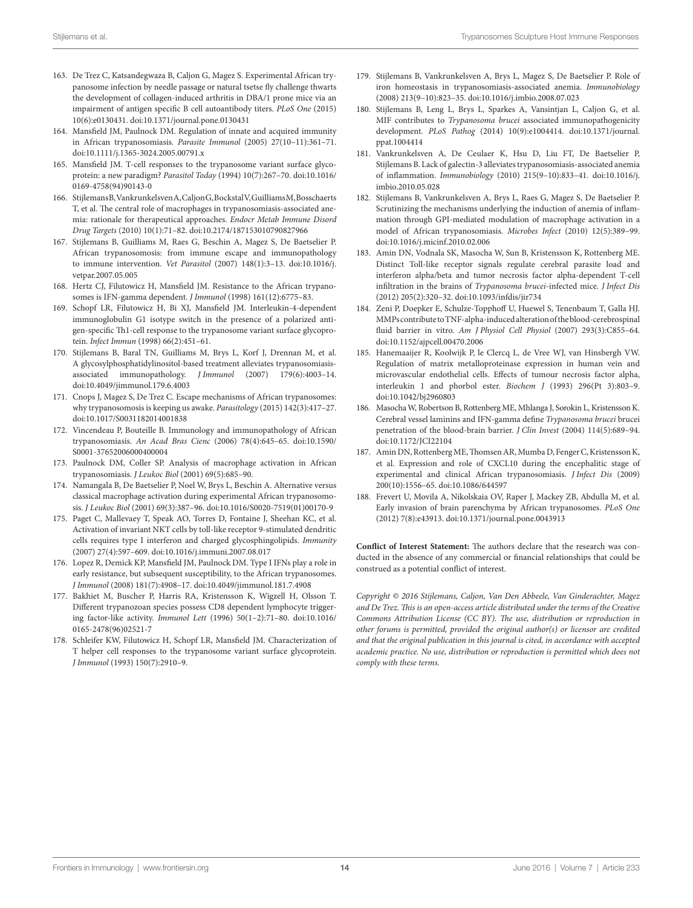163. De Trez C, Katsandegwaza B, Caljon G, Magez S. Experimental African trypanosome infection by needle passage or natural tsetse fly challenge thwarts the development of collagen-induced arthritis in DBA/1 prone mice via an impairment of antigen specific B cell autoantibody titers. *PLoS One* (2015) 10(6):e0130431. doi:10.1371/journal.pone.0130431
164. Mansfield JM, Paulnock DM. Regulation of innate and acquired immunity in African trypanosomiasis. *Parasite Immunol* (2005) 27(10–11):361–71. doi:10.1111/j.1365-3024.2005.00791.x
165. Mansfield JM. T-cell responses to the trypanosome variant surface glycoprotein: a new paradigm? *Parasitol Today* (1994) 10(7):267–70. doi:10.1016/0169-4758(94)90143-0
166. Stijlemans B, Vankrunkelsven A, Caljon G, Bockstal V, Guilliams M, Bosschaerts T, et al. The central role of macrophages in trypanosomiasis-associated anemia: rationale for therapeutical approaches. *Endocr Metab Immune Disord Drug Targets* (2010) 10(1):71–82. doi:10.2174/187153010790827966
167. Stijlemans B, Guilliams M, Raes G, Beschin A, Magez S, De Baetselier P. African trypanosomosis: from immune escape and immunopathology to immune intervention. *Vet Parasitol* (2007) 148(1):3–13. doi:10.1016/j.vetpar.2007.05.005
168. Hertz CJ, Filutowicz H, Mansfield JM. Resistance to the African trypanosomes is IFN-gamma dependent. *J Immunol* (1998) 161(12):6775–83.
169. Schopf LR, Filutowicz H, Bi XJ, Mansfield JM. Interleukin-4-dependent immunoglobulin G1 isotype switch in the presence of a polarized antigen-specific Th1-cell response to the trypanosome variant surface glycoprotein. *Infect Immun* (1998) 66(2):451–61.
170. Stijlemans B, Baral TN, Guilliams M, Brys L, Korf J, Drennan M, et al. A glycosylphosphatidylinositol-based treatment alleviates trypanosomiasis-associated immunopathology. *J Immunol* (2007) 179(6):4003–14. doi:10.4049/jimmunol.179.6.4003
171. Cnops J, Magez S, De Trez C. Escape mechanisms of African trypanosomes: why trypanosomosis is keeping us awake. *Parasitology* (2015) 142(3):417–27. doi:10.1017/S0031182014001838
172. Vincendeau P, Bouteille B. Immunology and immunopathology of African trypanosomiasis. *An Acad Bras Cienc* (2006) 78(4):645–65. doi:10.1590/S0001-37652006000400004
173. Paulnock DM, Coller SP. Analysis of macrophage activation in African trypanosomiasis. *J Leukoc Biol* (2001) 69(5):685–90.
174. Namangala B, De Baetselier P, Noel W, Brys L, Beschin A. Alternative versus classical macrophage activation during experimental African trypanosomosis. *J Leukoc Biol* (2001) 69(3):387–96. doi:10.1016/S0020-7519(01)00170-9
175. Paget C, Mallevaey T, Speak AO, Torres D, Fontaine J, Sheehan KC, et al. Activation of invariant NKT cells by toll-like receptor 9-stimulated dendritic cells requires type I interferon and charged glycosphingolipids. *Immunity* (2007) 27(4):597–609. doi:10.1016/j.immuni.2007.08.017
176. Lopez R, Demick KP, Mansfield JM, Paulnock DM. Type I IFNs play a role in early resistance, but subsequent susceptibility, to the African trypanosomes. *J Immunol* (2008) 181(7):4908–17. doi:10.4049/jimmunol.181.7.4908
177. Bakhiet M, Buscher P, Harris RA, Kristensson K, Wigzell H, Olsson T. Different trypanozoan species possess CD8 dependent lymphocyte triggering factor-like activity. *Immunol Lett* (1996) 50(1–2):71–80. doi:10.1016/0165-2478(96)02521-7
178. Schleifer KW, Filutowicz H, Schopf LR, Mansfield JM. Characterization of T helper cell responses to the trypanosome variant surface glycoprotein. *J Immunol* (1993) 150(7):2910–9.
179. Stijlemans B, Vankrunkelsven A, Brys L, Magez S, De Baetselier P. Role of iron homeostasis in trypanosomiasis-associated anemia. *Immunobiology* (2008) 213(9–10):823–35. doi:10.1016/j.imbio.2008.07.023
180. Stijlemans B, Leng L, Brys L, Sparkes A, Vansintjan L, Caljon G, et al. MIF contributes to *Trypanosoma brucei* associated immunopathogenicity development. *PLoS Pathog* (2014) 10(9):e1004414. doi:10.1371/journal.ppat.1004414
181. Vankrunkelsven A, De Ceulaer K, Hsu D, Liu FT, De Baetselier P, Stijlemans B. Lack of galectin-3 alleviates trypanosomiasis-associated anemia of inflammation. *Immunobiology* (2010) 215(9–10):833–41. doi:10.1016/j.imbio.2010.05.028
182. Stijlemans B, Vankrunkelsven A, Brys L, Raes G, Magez S, De Baetselier P. Scrutinizing the mechanisms underlying the induction of anemia of inflammation through GPI-mediated modulation of macrophage activation in a model of African trypanosomiasis. *Microbes Infect* (2010) 12(5):389–99. doi:10.1016/j.micinf.2010.02.006
183. Amin DN, Vodnala SK, Masocha W, Sun B, Kristensson K, Rottenberg ME. Distinct Toll-like receptor signals regulate cerebral parasite load and interferon alpha/beta and tumor necrosis factor alpha-dependent T-cell infiltration in the brains of *Trypanosoma brucei*-infected mice. *J Infect Dis* (2012) 205(2):320–32. doi:10.1093/infdis/jir734
184. Zeni P, Doepker E, Schulze-Topphoff U, Huewel S, Tenenbaum T, Galla HJ. MMPs contribute to TNF-alpha-induced alteration of the blood-cerebrospinal fluid barrier in vitro. *Am J Physiol Cell Physiol* (2007) 293(3):C855–64. doi:10.1152/ajpcell.00470.2006
185. Hanemaaijer R, Koolwijk P, le Clercq L, de Vree WJ, van Hinsbergh VW. Regulation of matrix metalloproteinase expression in human vein and microvascular endothelial cells. Effects of tumour necrosis factor alpha, interleukin 1 and phorbol ester. *Biochem J* (1993) 296(Pt 3):803–9. doi:10.1042/bj2960803
186. Masocha W, Robertson B, Rottenberg ME, Mhlanga J, Sorokin L, Kristensson K. Cerebral vessel laminins and IFN-gamma define *Trypanosoma brucei* brucei penetration of the blood-brain barrier. *J Clin Invest* (2004) 114(5):689–94. doi:10.1172/JCI22104
187. Amin DN, Rottenberg ME, Thomsen AR, Mumba D, Fenger C, Kristensson K, et al. Expression and role of CXCL10 during the encephalitic stage of experimental and clinical African trypanosomiasis. *J Infect Dis* (2009) 200(10):1556–65. doi:10.1086/644597
188. Frevert U, Movila A, Nikolskaia OV, Raper J, Mackey ZB, Abdulla M, et al. Early invasion of brain parenchyma by African trypanosomes. *PLoS One* (2012) 7(8):e43913. doi:10.1371/journal.pone.0043913

**Conflict of Interest Statement:** The authors declare that the research was conducted in the absence of any commercial or financial relationships that could be construed as a potential conflict of interest.

*Copyright © 2016 Stijlemans, Caljon, Van Den Abbeele, Van Ginderachter, Magez and De Trez. This is an open-access article distributed under the terms of the Creative Commons Attribution License (CC BY). The use, distribution or reproduction in other forums is permitted, provided the original author(s) or licensor are credited and that the original publication in this journal is cited, in accordance with accepted academic practice. No use, distribution or reproduction is permitted which does not comply with these terms.*